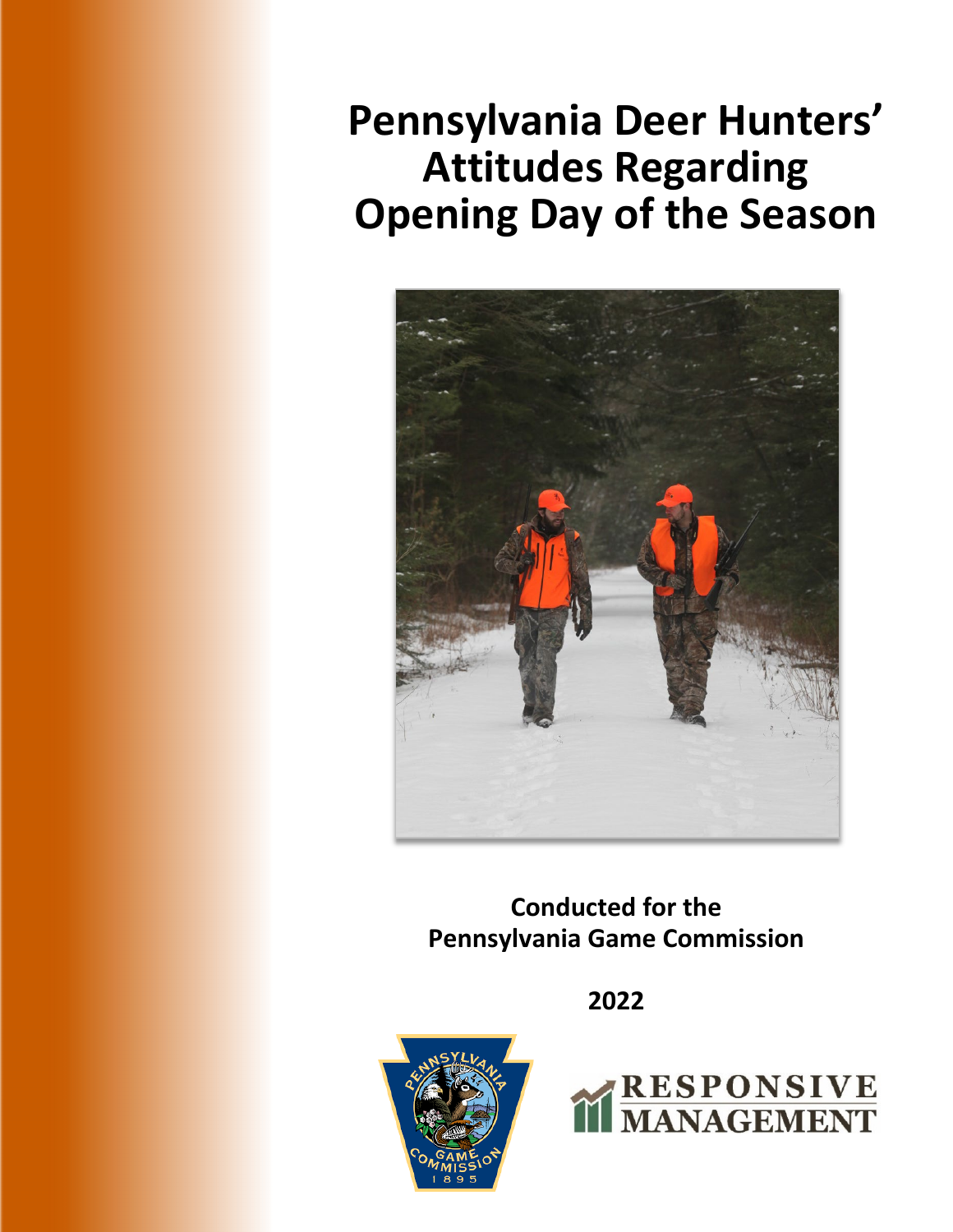# Pennsylvania Deer Hunters' Attitudes Regarding Opening Day of the Season

**Conducted for the Pennsylvania Game Commission**

**2022**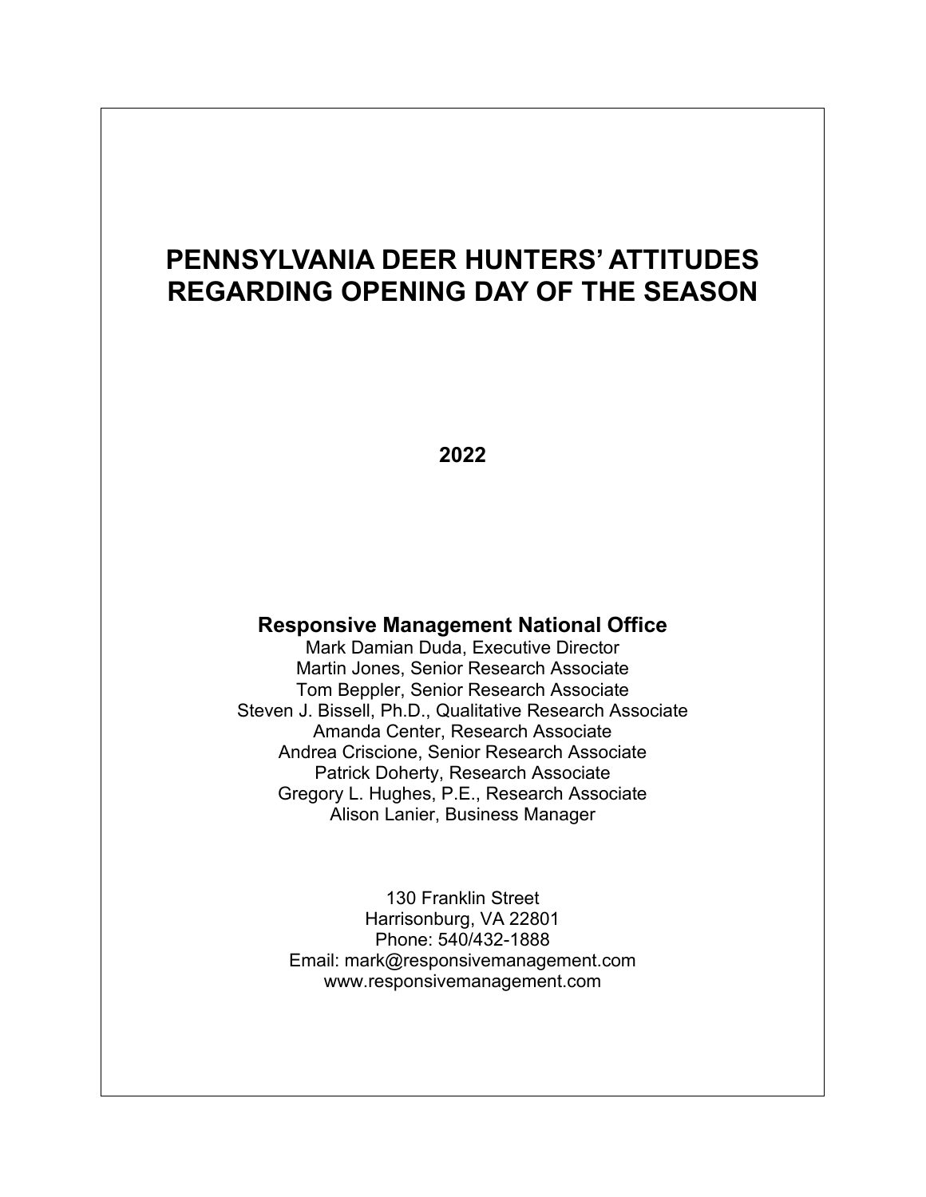# PENNSYLVANIA DEER HUNTERS' ATTITUDES REGARDING OPENING DAY OF THE SEASON

**2022**

**Responsive Management National Office**

Mark Damian Duda, Executive Director
Martin Jones, Senior Research Associate
Tom Beppler, Senior Research Associate
Steven J. Bissell, Ph.D., Qualitative Research Associate
Amanda Center, Research Associate
Andrea Criscione, Senior Research Associate
Patrick Doherty, Research Associate
Gregory L. Hughes, P.E., Research Associate
Alison Lanier, Business Manager

130 Franklin Street
Harrisonburg, VA 22801
Phone: 540/432-1888
Email: mark@responsivemanagement.com
www.responsivemanagement.com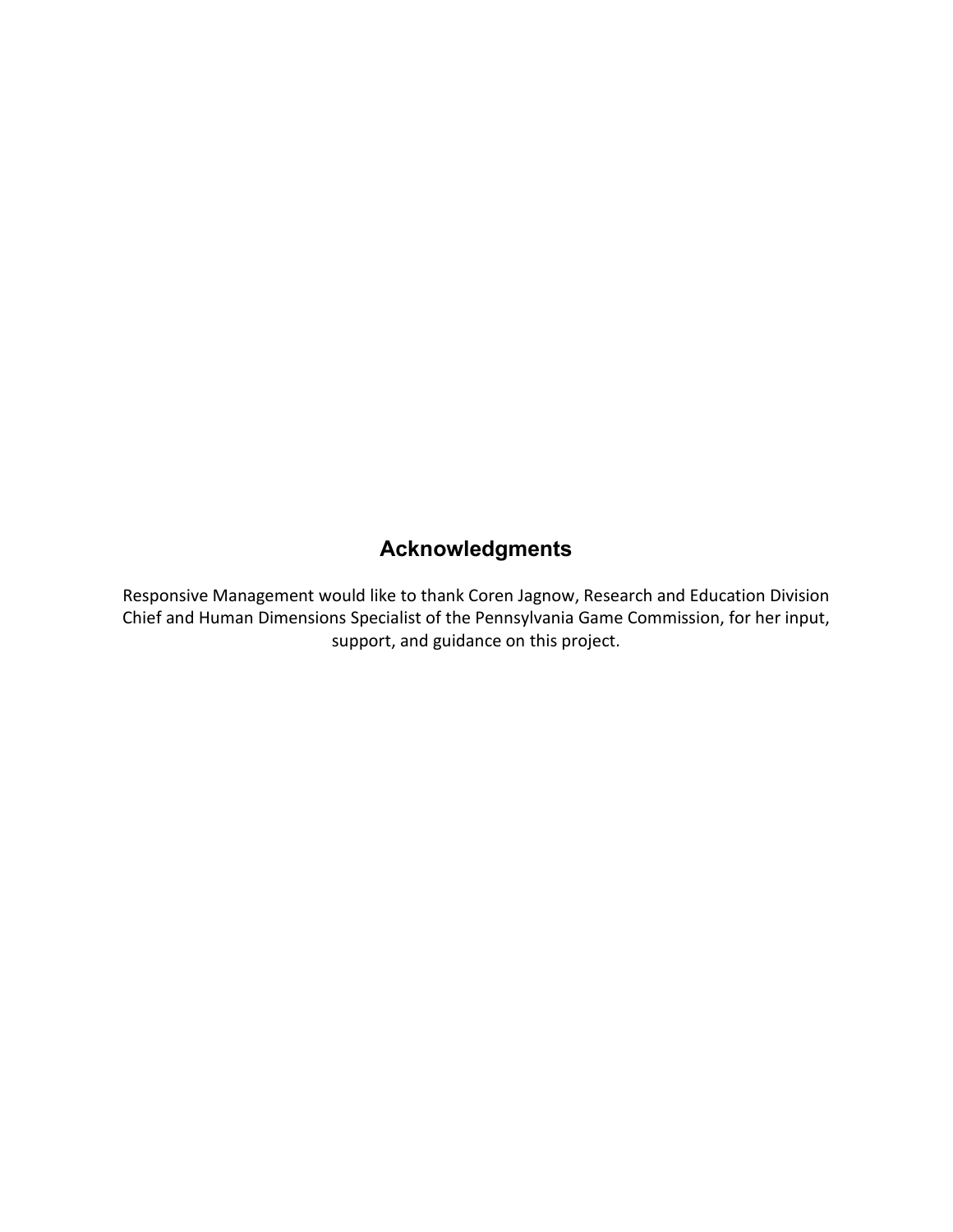## Acknowledgments

Responsive Management would like to thank Coren Jagnow, Research and Education Division Chief and Human Dimensions Specialist of the Pennsylvania Game Commission, for her input, support, and guidance on this project.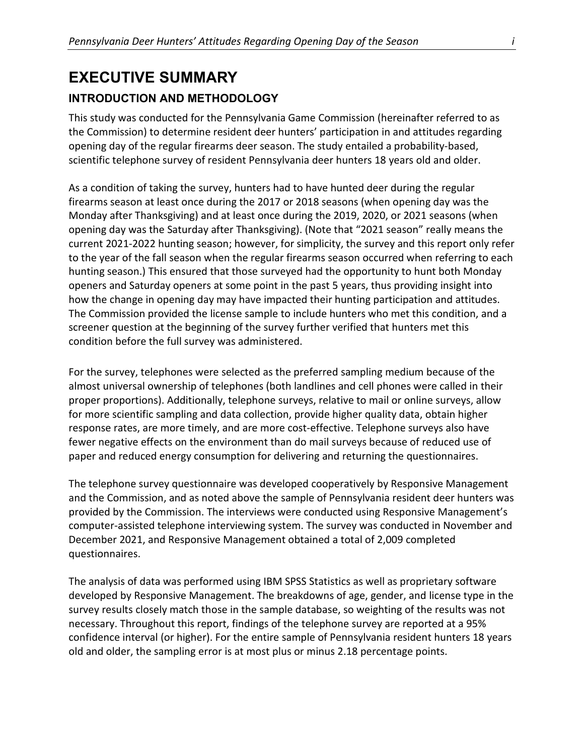# EXECUTIVE SUMMARY

## INTRODUCTION AND METHODOLOGY

This study was conducted for the Pennsylvania Game Commission (hereinafter referred to as the Commission) to determine resident deer hunters' participation in and attitudes regarding opening day of the regular firearms deer season. The study entailed a probability-based, scientific telephone survey of resident Pennsylvania deer hunters 18 years old and older.

As a condition of taking the survey, hunters had to have hunted deer during the regular firearms season at least once during the 2017 or 2018 seasons (when opening day was the Monday after Thanksgiving) and at least once during the 2019, 2020, or 2021 seasons (when opening day was the Saturday after Thanksgiving). (Note that "2021 season" really means the current 2021-2022 hunting season; however, for simplicity, the survey and this report only refer to the year of the fall season when the regular firearms season occurred when referring to each hunting season.) This ensured that those surveyed had the opportunity to hunt both Monday openers and Saturday openers at some point in the past 5 years, thus providing insight into how the change in opening day may have impacted their hunting participation and attitudes. The Commission provided the license sample to include hunters who met this condition, and a screener question at the beginning of the survey further verified that hunters met this condition before the full survey was administered.

For the survey, telephones were selected as the preferred sampling medium because of the almost universal ownership of telephones (both landlines and cell phones were called in their proper proportions). Additionally, telephone surveys, relative to mail or online surveys, allow for more scientific sampling and data collection, provide higher quality data, obtain higher response rates, are more timely, and are more cost-effective. Telephone surveys also have fewer negative effects on the environment than do mail surveys because of reduced use of paper and reduced energy consumption for delivering and returning the questionnaires.

The telephone survey questionnaire was developed cooperatively by Responsive Management and the Commission, and as noted above the sample of Pennsylvania resident deer hunters was provided by the Commission. The interviews were conducted using Responsive Management's computer-assisted telephone interviewing system. The survey was conducted in November and December 2021, and Responsive Management obtained a total of 2,009 completed questionnaires.

The analysis of data was performed using IBM SPSS Statistics as well as proprietary software developed by Responsive Management. The breakdowns of age, gender, and license type in the survey results closely match those in the sample database, so weighting of the results was not necessary. Throughout this report, findings of the telephone survey are reported at a 95% confidence interval (or higher). For the entire sample of Pennsylvania resident hunters 18 years old and older, the sampling error is at most plus or minus 2.18 percentage points.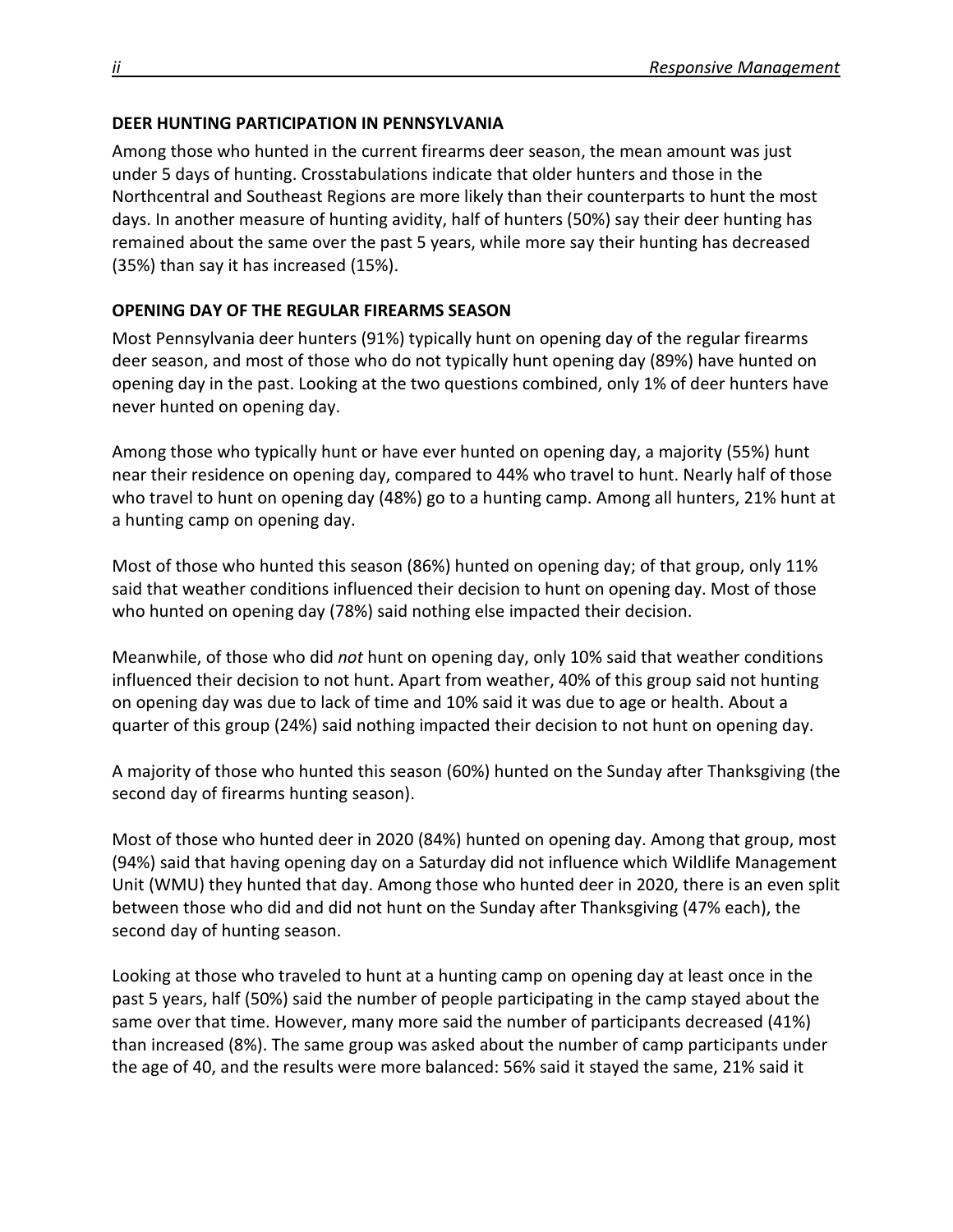## DEER HUNTING PARTICIPATION IN PENNSYLVANIA

Among those who hunted in the current firearms deer season, the mean amount was just under 5 days of hunting. Crosstabulations indicate that older hunters and those in the Northcentral and Southeast Regions are more likely than their counterparts to hunt the most days. In another measure of hunting avidity, half of hunters (50%) say their deer hunting has remained about the same over the past 5 years, while more say their hunting has decreased (35%) than say it has increased (15%).

## OPENING DAY OF THE REGULAR FIREARMS SEASON

Most Pennsylvania deer hunters (91%) typically hunt on opening day of the regular firearms deer season, and most of those who do not typically hunt opening day (89%) have hunted on opening day in the past. Looking at the two questions combined, only 1% of deer hunters have never hunted on opening day.

Among those who typically hunt or have ever hunted on opening day, a majority (55%) hunt near their residence on opening day, compared to 44% who travel to hunt. Nearly half of those who travel to hunt on opening day (48%) go to a hunting camp. Among all hunters, 21% hunt at a hunting camp on opening day.

Most of those who hunted this season (86%) hunted on opening day; of that group, only 11% said that weather conditions influenced their decision to hunt on opening day. Most of those who hunted on opening day (78%) said nothing else impacted their decision.

Meanwhile, of those who did *not* hunt on opening day, only 10% said that weather conditions influenced their decision to not hunt. Apart from weather, 40% of this group said not hunting on opening day was due to lack of time and 10% said it was due to age or health. About a quarter of this group (24%) said nothing impacted their decision to not hunt on opening day.

A majority of those who hunted this season (60%) hunted on the Sunday after Thanksgiving (the second day of firearms hunting season).

Most of those who hunted deer in 2020 (84%) hunted on opening day. Among that group, most (94%) said that having opening day on a Saturday did not influence which Wildlife Management Unit (WMU) they hunted that day. Among those who hunted deer in 2020, there is an even split between those who did and did not hunt on the Sunday after Thanksgiving (47% each), the second day of hunting season.

Looking at those who traveled to hunt at a hunting camp on opening day at least once in the past 5 years, half (50%) said the number of people participating in the camp stayed about the same over that time. However, many more said the number of participants decreased (41%) than increased (8%). The same group was asked about the number of camp participants under the age of 40, and the results were more balanced: 56% said it stayed the same, 21% said it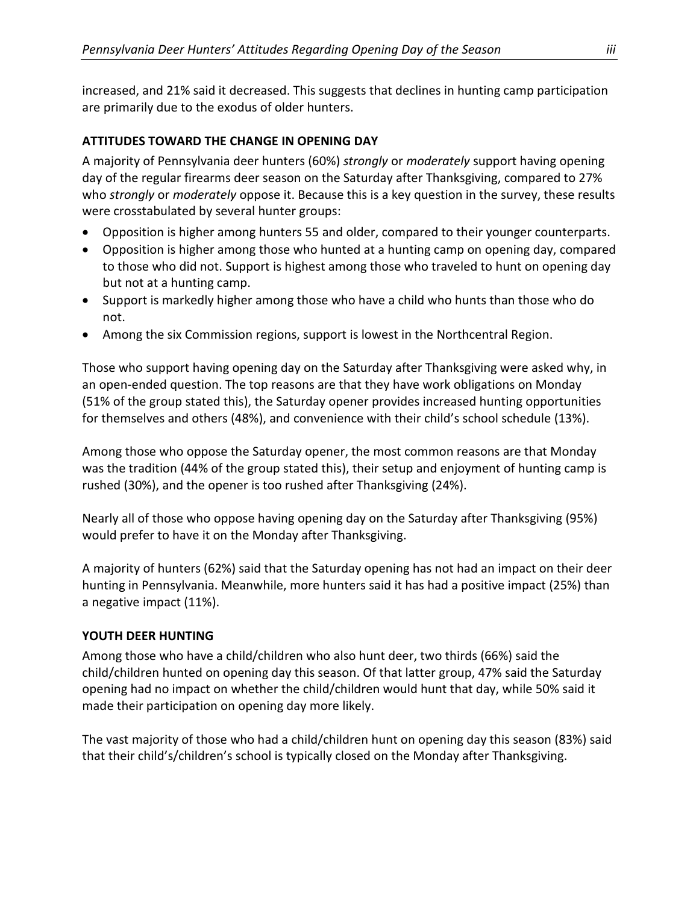increased, and 21% said it decreased. This suggests that declines in hunting camp participation are primarily due to the exodus of older hunters.

## ATTITUDES TOWARD THE CHANGE IN OPENING DAY

A majority of Pennsylvania deer hunters (60%) *strongly* or *moderately* support having opening day of the regular firearms deer season on the Saturday after Thanksgiving, compared to 27% who *strongly* or *moderately* oppose it. Because this is a key question in the survey, these results were crosstabulated by several hunter groups:

- Opposition is higher among hunters 55 and older, compared to their younger counterparts.
- Opposition is higher among those who hunted at a hunting camp on opening day, compared to those who did not. Support is highest among those who traveled to hunt on opening day but not at a hunting camp.
- Support is markedly higher among those who have a child who hunts than those who do not.
- Among the six Commission regions, support is lowest in the Northcentral Region.

Those who support having opening day on the Saturday after Thanksgiving were asked why, in an open-ended question. The top reasons are that they have work obligations on Monday (51% of the group stated this), the Saturday opener provides increased hunting opportunities for themselves and others (48%), and convenience with their child's school schedule (13%).

Among those who oppose the Saturday opener, the most common reasons are that Monday was the tradition (44% of the group stated this), their setup and enjoyment of hunting camp is rushed (30%), and the opener is too rushed after Thanksgiving (24%).

Nearly all of those who oppose having opening day on the Saturday after Thanksgiving (95%) would prefer to have it on the Monday after Thanksgiving.

A majority of hunters (62%) said that the Saturday opening has not had an impact on their deer hunting in Pennsylvania. Meanwhile, more hunters said it has had a positive impact (25%) than a negative impact (11%).

## YOUTH DEER HUNTING

Among those who have a child/children who also hunt deer, two thirds (66%) said the child/children hunted on opening day this season. Of that latter group, 47% said the Saturday opening had no impact on whether the child/children would hunt that day, while 50% said it made their participation on opening day more likely.

The vast majority of those who had a child/children hunt on opening day this season (83%) said that their child's/children's school is typically closed on the Monday after Thanksgiving.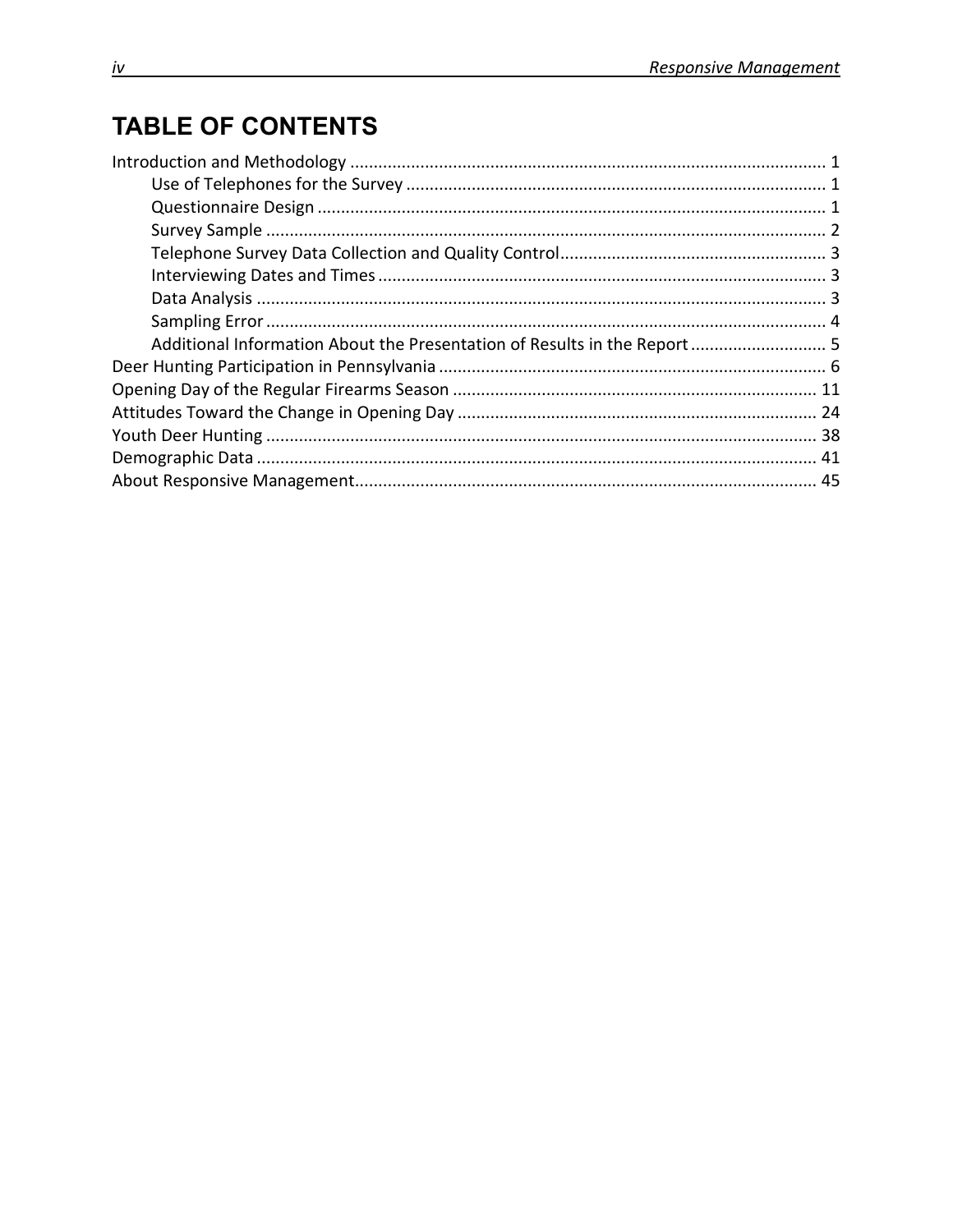# TABLE OF CONTENTS

Introduction and Methodology ..................................................................................................... 1
- Use of Telephones for the Survey ......................................................................................... 1
- Questionnaire Design ........................................................................................................... 1
- Survey Sample ...................................................................................................................... 2
- Telephone Survey Data Collection and Quality Control......................................................... 3
- Interviewing Dates and Times ............................................................................................... 3
- Data Analysis ........................................................................................................................ 3
- Sampling Error ...................................................................................................................... 4
- Additional Information About the Presentation of Results in the Report ............................ 5

Deer Hunting Participation in Pennsylvania .................................................................................. 6

Opening Day of the Regular Firearms Season ............................................................................. 11

Attitudes Toward the Change in Opening Day ............................................................................ 24

Youth Deer Hunting ..................................................................................................................... 38

Demographic Data ...................................................................................................................... 41

About Responsive Management.................................................................................................. 45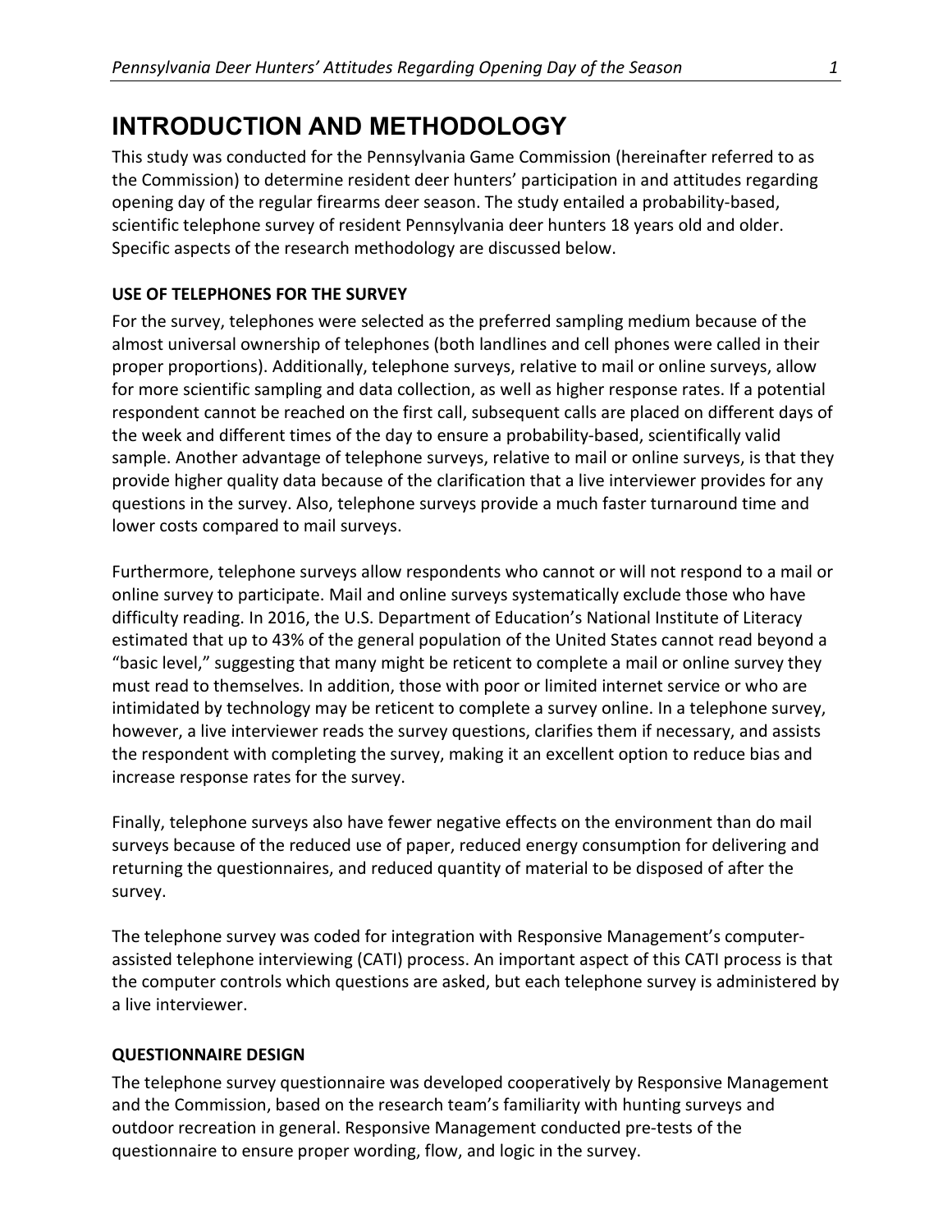# INTRODUCTION AND METHODOLOGY

This study was conducted for the Pennsylvania Game Commission (hereinafter referred to as the Commission) to determine resident deer hunters' participation in and attitudes regarding opening day of the regular firearms deer season. The study entailed a probability-based, scientific telephone survey of resident Pennsylvania deer hunters 18 years old and older. Specific aspects of the research methodology are discussed below.

**USE OF TELEPHONES FOR THE SURVEY**

For the survey, telephones were selected as the preferred sampling medium because of the almost universal ownership of telephones (both landlines and cell phones were called in their proper proportions). Additionally, telephone surveys, relative to mail or online surveys, allow for more scientific sampling and data collection, as well as higher response rates. If a potential respondent cannot be reached on the first call, subsequent calls are placed on different days of the week and different times of the day to ensure a probability-based, scientifically valid sample. Another advantage of telephone surveys, relative to mail or online surveys, is that they provide higher quality data because of the clarification that a live interviewer provides for any questions in the survey. Also, telephone surveys provide a much faster turnaround time and lower costs compared to mail surveys.

Furthermore, telephone surveys allow respondents who cannot or will not respond to a mail or online survey to participate. Mail and online surveys systematically exclude those who have difficulty reading. In 2016, the U.S. Department of Education's National Institute of Literacy estimated that up to 43% of the general population of the United States cannot read beyond a "basic level," suggesting that many might be reticent to complete a mail or online survey they must read to themselves. In addition, those with poor or limited internet service or who are intimidated by technology may be reticent to complete a survey online. In a telephone survey, however, a live interviewer reads the survey questions, clarifies them if necessary, and assists the respondent with completing the survey, making it an excellent option to reduce bias and increase response rates for the survey.

Finally, telephone surveys also have fewer negative effects on the environment than do mail surveys because of the reduced use of paper, reduced energy consumption for delivering and returning the questionnaires, and reduced quantity of material to be disposed of after the survey.

The telephone survey was coded for integration with Responsive Management's computer-assisted telephone interviewing (CATI) process. An important aspect of this CATI process is that the computer controls which questions are asked, but each telephone survey is administered by a live interviewer.

**QUESTIONNAIRE DESIGN**

The telephone survey questionnaire was developed cooperatively by Responsive Management and the Commission, based on the research team's familiarity with hunting surveys and outdoor recreation in general. Responsive Management conducted pre-tests of the questionnaire to ensure proper wording, flow, and logic in the survey.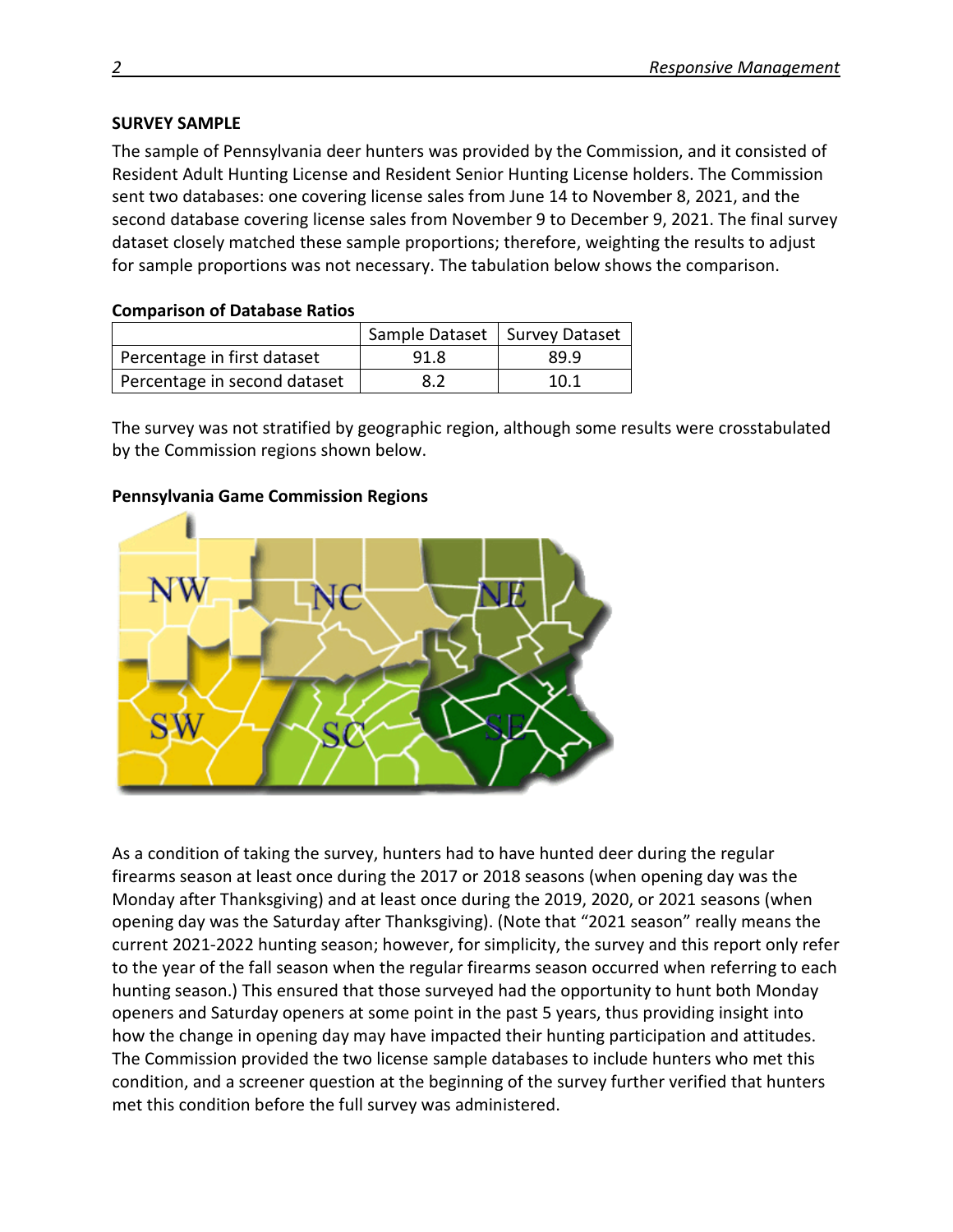**SURVEY SAMPLE**

The sample of Pennsylvania deer hunters was provided by the Commission, and it consisted of Resident Adult Hunting License and Resident Senior Hunting License holders. The Commission sent two databases: one covering license sales from June 14 to November 8, 2021, and the second database covering license sales from November 9 to December 9, 2021. The final survey dataset closely matched these sample proportions; therefore, weighting the results to adjust for sample proportions was not necessary. The tabulation below shows the comparison.

**Comparison of Database Ratios**

| | Sample Dataset | Survey Dataset |
|---|---|---|
| Percentage in first dataset | 91.8 | 89.9 |
| Percentage in second dataset | 8.2 | 10.1 |

The survey was not stratified by geographic region, although some results were crosstabulated by the Commission regions shown below.

**Pennsylvania Game Commission Regions**

As a condition of taking the survey, hunters had to have hunted deer during the regular firearms season at least once during the 2017 or 2018 seasons (when opening day was the Monday after Thanksgiving) and at least once during the 2019, 2020, or 2021 seasons (when opening day was the Saturday after Thanksgiving). (Note that "2021 season" really means the current 2021-2022 hunting season; however, for simplicity, the survey and this report only refer to the year of the fall season when the regular firearms season occurred when referring to each hunting season.) This ensured that those surveyed had the opportunity to hunt both Monday openers and Saturday openers at some point in the past 5 years, thus providing insight into how the change in opening day may have impacted their hunting participation and attitudes. The Commission provided the two license sample databases to include hunters who met this condition, and a screener question at the beginning of the survey further verified that hunters met this condition before the full survey was administered.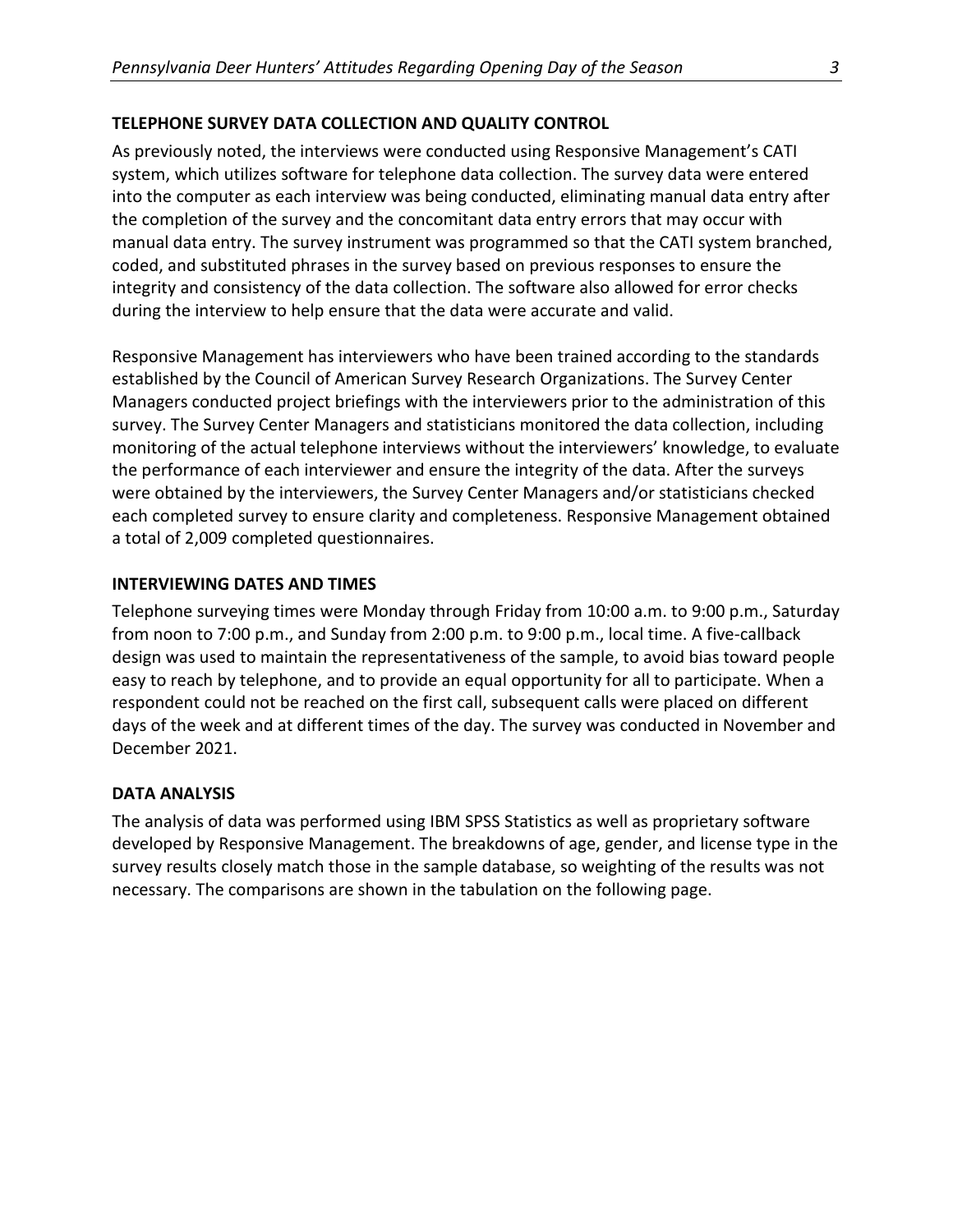## TELEPHONE SURVEY DATA COLLECTION AND QUALITY CONTROL

As previously noted, the interviews were conducted using Responsive Management's CATI system, which utilizes software for telephone data collection. The survey data were entered into the computer as each interview was being conducted, eliminating manual data entry after the completion of the survey and the concomitant data entry errors that may occur with manual data entry. The survey instrument was programmed so that the CATI system branched, coded, and substituted phrases in the survey based on previous responses to ensure the integrity and consistency of the data collection. The software also allowed for error checks during the interview to help ensure that the data were accurate and valid.

Responsive Management has interviewers who have been trained according to the standards established by the Council of American Survey Research Organizations. The Survey Center Managers conducted project briefings with the interviewers prior to the administration of this survey. The Survey Center Managers and statisticians monitored the data collection, including monitoring of the actual telephone interviews without the interviewers' knowledge, to evaluate the performance of each interviewer and ensure the integrity of the data. After the surveys were obtained by the interviewers, the Survey Center Managers and/or statisticians checked each completed survey to ensure clarity and completeness. Responsive Management obtained a total of 2,009 completed questionnaires.

## INTERVIEWING DATES AND TIMES

Telephone surveying times were Monday through Friday from 10:00 a.m. to 9:00 p.m., Saturday from noon to 7:00 p.m., and Sunday from 2:00 p.m. to 9:00 p.m., local time. A five-callback design was used to maintain the representativeness of the sample, to avoid bias toward people easy to reach by telephone, and to provide an equal opportunity for all to participate. When a respondent could not be reached on the first call, subsequent calls were placed on different days of the week and at different times of the day. The survey was conducted in November and December 2021.

## DATA ANALYSIS

The analysis of data was performed using IBM SPSS Statistics as well as proprietary software developed by Responsive Management. The breakdowns of age, gender, and license type in the survey results closely match those in the sample database, so weighting of the results was not necessary. The comparisons are shown in the tabulation on the following page.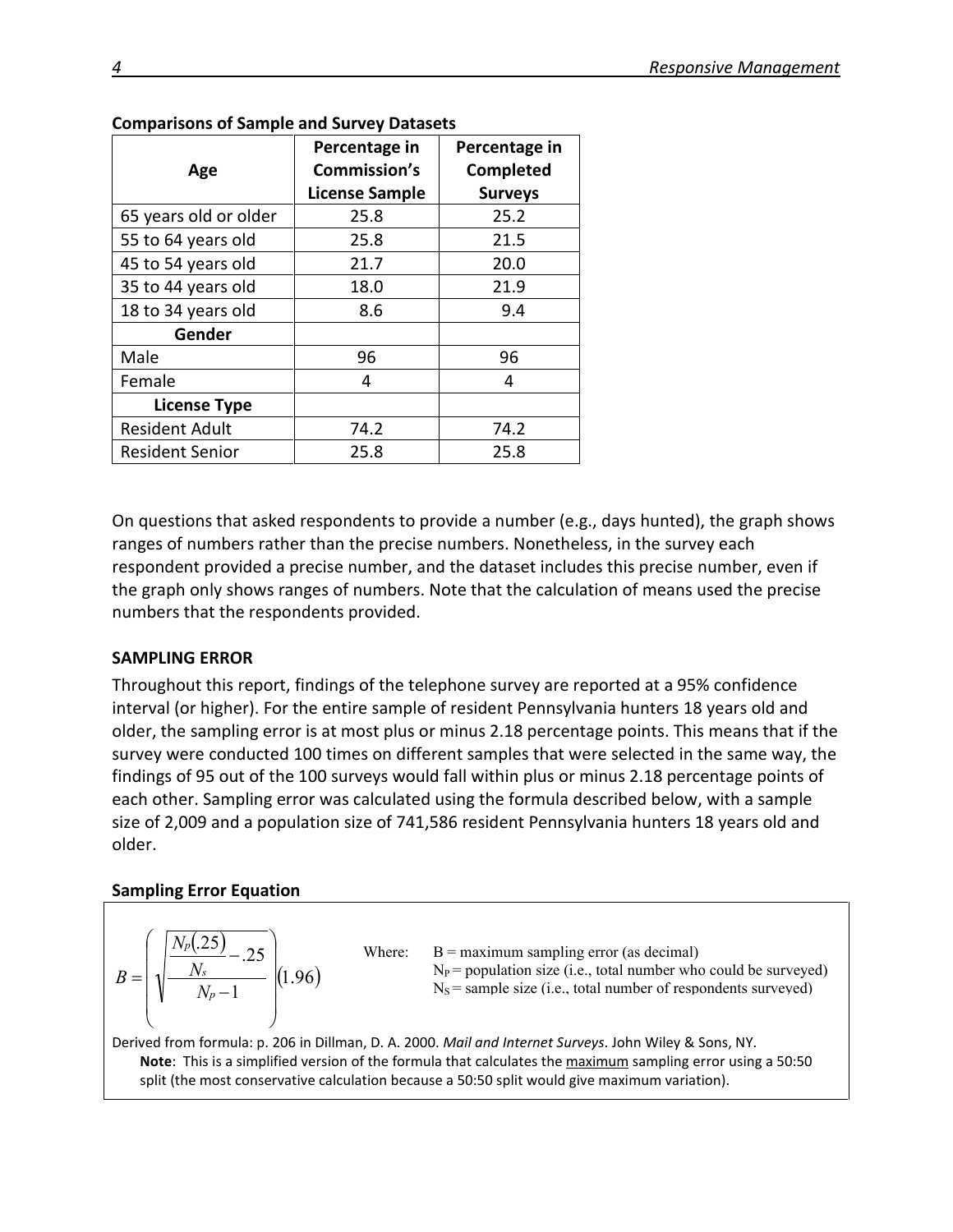**Comparisons of Sample and Survey Datasets**

| Age | Percentage in Commission's License Sample | Percentage in Completed Surveys |
|---|---|---|
| 65 years old or older | 25.8 | 25.2 |
| 55 to 64 years old | 25.8 | 21.5 |
| 45 to 54 years old | 21.7 | 20.0 |
| 35 to 44 years old | 18.0 | 21.9 |
| 18 to 34 years old | 8.6 | 9.4 |
| **Gender** | | |
| Male | 96 | 96 |
| Female | 4 | 4 |
| **License Type** | | |
| Resident Adult | 74.2 | 74.2 |
| Resident Senior | 25.8 | 25.8 |

On questions that asked respondents to provide a number (e.g., days hunted), the graph shows ranges of numbers rather than the precise numbers. Nonetheless, in the survey each respondent provided a precise number, and the dataset includes this precise number, even if the graph only shows ranges of numbers. Note that the calculation of means used the precise numbers that the respondents provided.

### SAMPLING ERROR

Throughout this report, findings of the telephone survey are reported at a 95% confidence interval (or higher). For the entire sample of resident Pennsylvania hunters 18 years old and older, the sampling error is at most plus or minus 2.18 percentage points. This means that if the survey were conducted 100 times on different samples that were selected in the same way, the findings of 95 out of the 100 surveys would fall within plus or minus 2.18 percentage points of each other. Sampling error was calculated using the formula described below, with a sample size of 2,009 and a population size of 741,586 resident Pennsylvania hunters 18 years old and older.

**Sampling Error Equation**

$$B = \left( \sqrt{\frac{\frac{N_p(.25)}{N_s} - .25}{N_p - 1}} \right)(1.96)$$

Where: B = maximum sampling error (as decimal)
$N_P$ = population size (i.e., total number who could be surveyed)
$N_S$ = sample size (i.e., total number of respondents surveyed)

Derived from formula: p. 206 in Dillman, D. A. 2000. *Mail and Internet Surveys*. John Wiley & Sons, NY.

**Note**: This is a simplified version of the formula that calculates the maximum sampling error using a 50:50 split (the most conservative calculation because a 50:50 split would give maximum variation).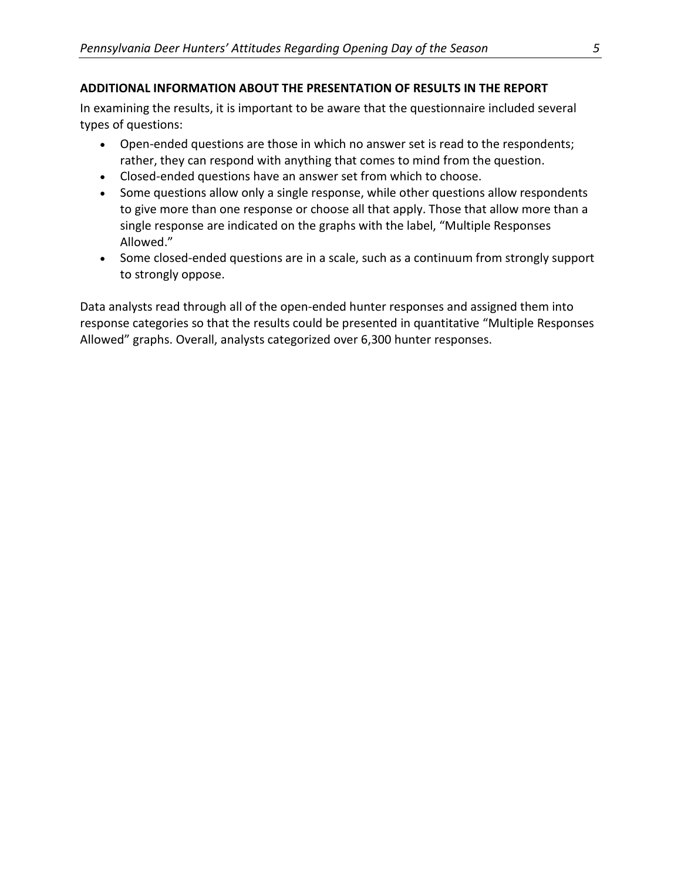**ADDITIONAL INFORMATION ABOUT THE PRESENTATION OF RESULTS IN THE REPORT**

In examining the results, it is important to be aware that the questionnaire included several types of questions:

- Open-ended questions are those in which no answer set is read to the respondents; rather, they can respond with anything that comes to mind from the question.
- Closed-ended questions have an answer set from which to choose.
- Some questions allow only a single response, while other questions allow respondents to give more than one response or choose all that apply. Those that allow more than a single response are indicated on the graphs with the label, "Multiple Responses Allowed."
- Some closed-ended questions are in a scale, such as a continuum from strongly support to strongly oppose.

Data analysts read through all of the open-ended hunter responses and assigned them into response categories so that the results could be presented in quantitative "Multiple Responses Allowed" graphs. Overall, analysts categorized over 6,300 hunter responses.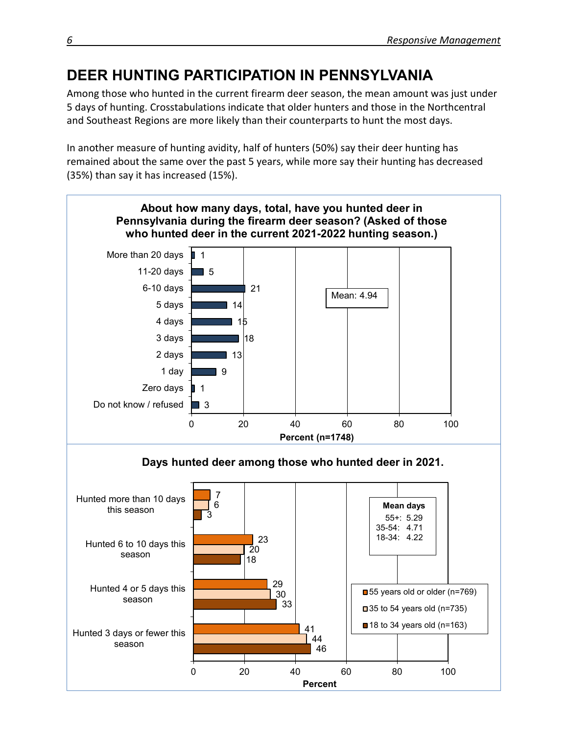# DEER HUNTING PARTICIPATION IN PENNSYLVANIA

Among those who hunted in the current firearm deer season, the mean amount was just under 5 days of hunting. Crosstabulations indicate that older hunters and those in the Northcentral and Southeast Regions are more likely than their counterparts to hunt the most days.

In another measure of hunting avidity, half of hunters (50%) say their deer hunting has remained about the same over the past 5 years, while more say their hunting has decreased (35%) than say it has increased (15%).

**About how many days, total, have you hunted deer in Pennsylvania during the firearm deer season? (Asked of those who hunted deer in the current 2021-2022 hunting season.)**

| Response | Percent (n=1748) |
|---|---|
| More than 20 days | 1 |
| 11-20 days | 5 |
| 6-10 days | 21 |
| 5 days | 14 |
| 4 days | 15 |
| 3 days | 18 |
| 2 days | 13 |
| 1 day | 9 |
| Zero days | 1 |
| Do not know / refused | 3 |

Mean: 4.94

**Days hunted deer among those who hunted deer in 2021.**

| Response | 55 years old or older (n=769) | 35 to 54 years old (n=735) | 18 to 34 years old (n=163) |
|---|---|---|---|
| Hunted more than 10 days this season | 7 | 6 | 3 |
| Hunted 6 to 10 days this season | 23 | 20 | 18 |
| Hunted 4 or 5 days this season | 29 | 30 | 33 |
| Hunted 3 days or fewer this season | 41 | 44 | 46 |

Mean days
55+: 5.29
35-54: 4.71
18-34: 4.22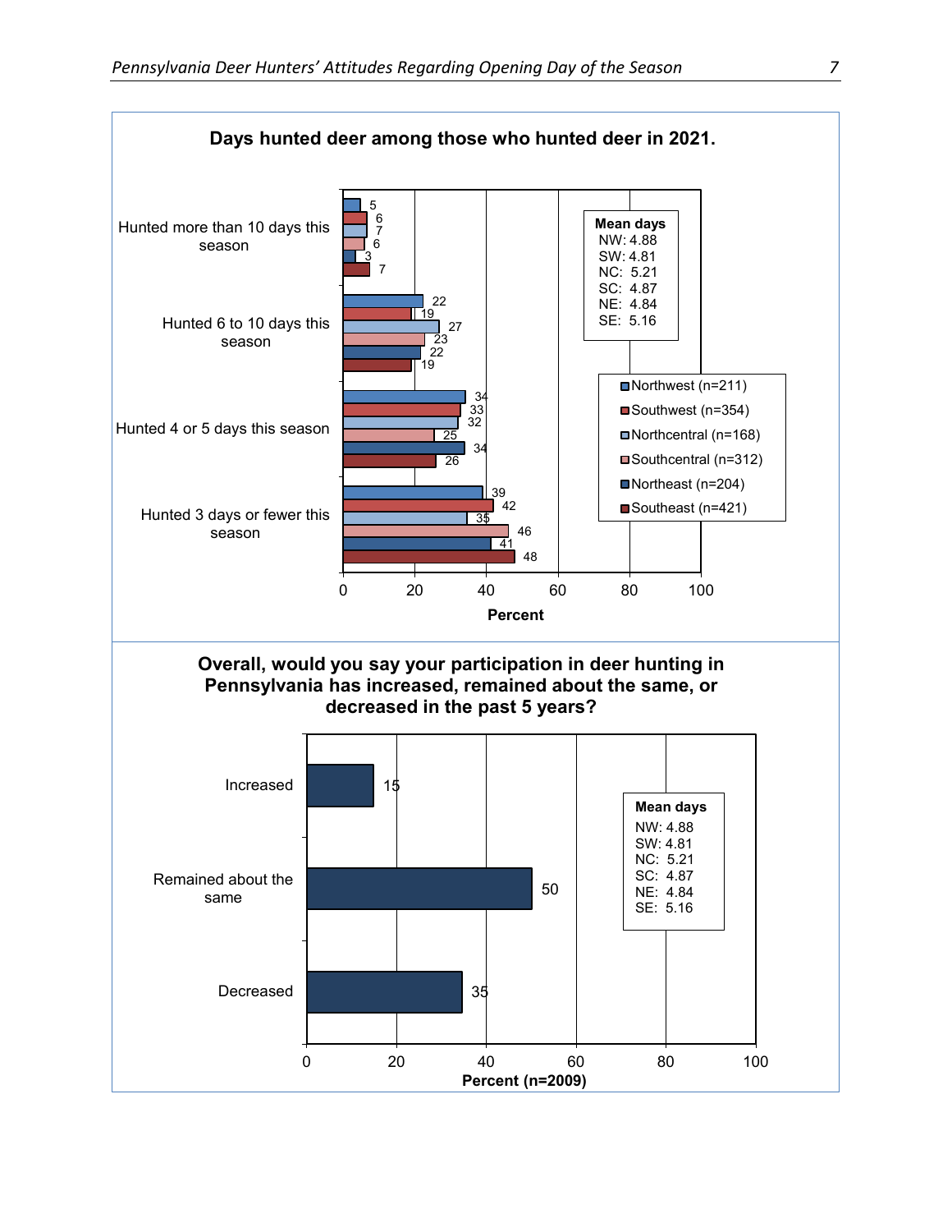**Days hunted deer among those who hunted deer in 2021.**

| | Northwest (n=211) | Southwest (n=354) | Northcentral (n=168) | Southcentral (n=312) | Northeast (n=204) | Southeast (n=421) |
|---|---|---|---|---|---|---|
| Hunted more than 10 days this season | 5 | 6 | 7 | 6 | 3 | 7 |
| Hunted 6 to 10 days this season | 22 | 19 | 27 | 23 | 22 | 19 |
| Hunted 4 or 5 days this season | 34 | 33 | 32 | 25 | 34 | 26 |
| Hunted 3 days or fewer this season | 39 | 42 | 35 | 46 | 41 | 48 |

Percent

**Mean days**
NW: 4.88
SW: 4.81
NC: 5.21
SC: 4.87
NE: 4.84
SE: 5.16

**Overall, would you say your participation in deer hunting in Pennsylvania has increased, remained about the same, or decreased in the past 5 years?**

| | Percent (n=2009) |
|---|---|
| Increased | 15 |
| Remained about the same | 50 |
| Decreased | 35 |

**Mean days**
NW: 4.88
SW: 4.81
NC: 5.21
SC: 4.87
NE: 4.84
SE: 5.16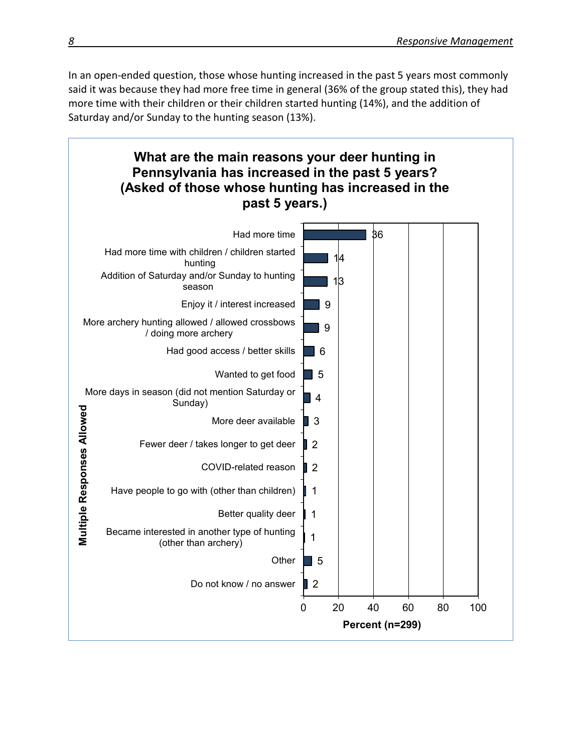In an open-ended question, those whose hunting increased in the past 5 years most commonly said it was because they had more free time in general (36% of the group stated this), they had more time with their children or their children started hunting (14%), and the addition of Saturday and/or Sunday to the hunting season (13%).

**What are the main reasons your deer hunting in Pennsylvania has increased in the past 5 years? (Asked of those whose hunting has increased in the past 5 years.)**

Multiple Responses Allowed

| Reason | Percent (n=299) |
|---|---|
| Had more time | 36 |
| Had more time with children / children started hunting | 14 |
| Addition of Saturday and/or Sunday to hunting season | 13 |
| Enjoy it / interest increased | 9 |
| More archery hunting allowed / allowed crossbows / doing more archery | 9 |
| Had good access / better skills | 6 |
| Wanted to get food | 5 |
| More days in season (did not mention Saturday or Sunday) | 4 |
| More deer available | 3 |
| Fewer deer / takes longer to get deer | 2 |
| COVID-related reason | 2 |
| Have people to go with (other than children) | 1 |
| Better quality deer | 1 |
| Became interested in another type of hunting (other than archery) | 1 |
| Other | 5 |
| Do not know / no answer | 2 |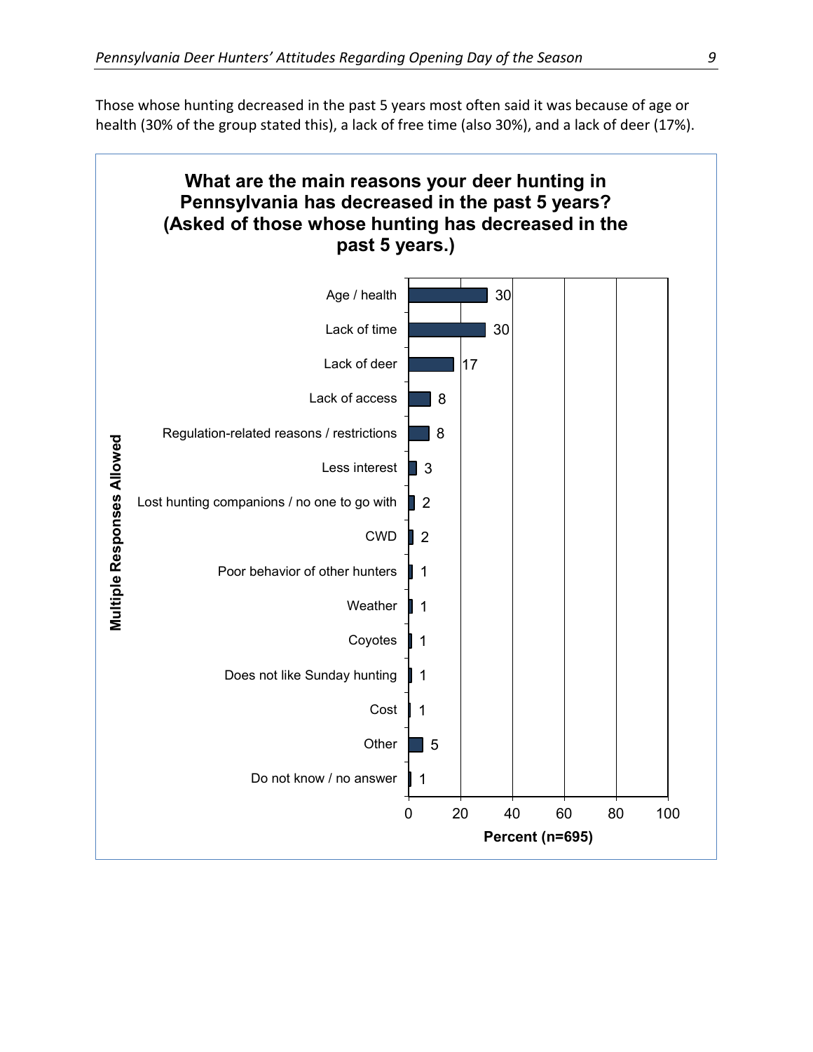Those whose hunting decreased in the past 5 years most often said it was because of age or health (30% of the group stated this), a lack of free time (also 30%), and a lack of deer (17%).

**What are the main reasons your deer hunting in Pennsylvania has decreased in the past 5 years? (Asked of those whose hunting has decreased in the past 5 years.)**

Multiple Responses Allowed

| Reason | Percent (n=695) |
|---|---|
| Age / health | 30 |
| Lack of time | 30 |
| Lack of deer | 17 |
| Lack of access | 8 |
| Regulation-related reasons / restrictions | 8 |
| Less interest | 3 |
| Lost hunting companions / no one to go with | 2 |
| CWD | 2 |
| Poor behavior of other hunters | 1 |
| Weather | 1 |
| Coyotes | 1 |
| Does not like Sunday hunting | 1 |
| Cost | 1 |
| Other | 5 |
| Do not know / no answer | 1 |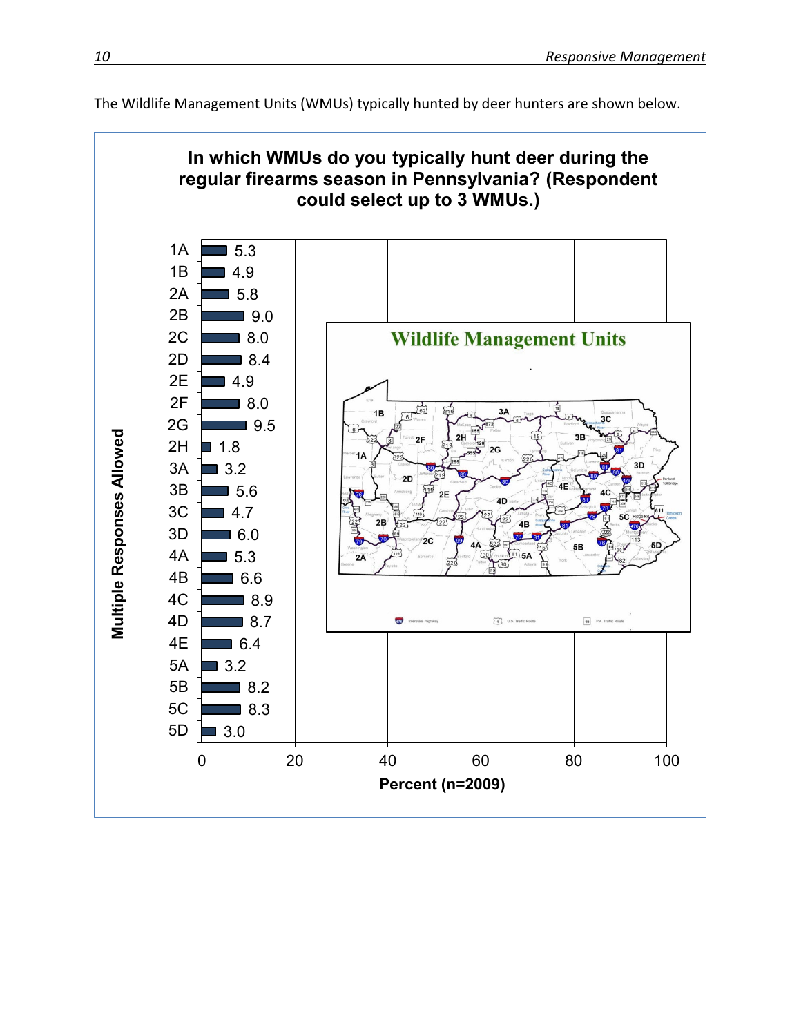The Wildlife Management Units (WMUs) typically hunted by deer hunters are shown below.

**In which WMUs do you typically hunt deer during the regular firearms season in Pennsylvania? (Respondent could select up to 3 WMUs.)**

Multiple Responses Allowed

| WMU | Percent (n=2009) |
|---|---|
| 1A | 5.3 |
| 1B | 4.9 |
| 2A | 5.8 |
| 2B | 9.0 |
| 2C | 8.0 |
| 2D | 8.4 |
| 2E | 4.9 |
| 2F | 8.0 |
| 2G | 9.5 |
| 2H | 1.8 |
| 3A | 3.2 |
| 3B | 5.6 |
| 3C | 4.7 |
| 3D | 6.0 |
| 4A | 5.3 |
| 4B | 6.6 |
| 4C | 8.9 |
| 4D | 8.7 |
| 4E | 6.4 |
| 5A | 3.2 |
| 5B | 8.2 |
| 5C | 8.3 |
| 5D | 3.0 |

Wildlife Management Units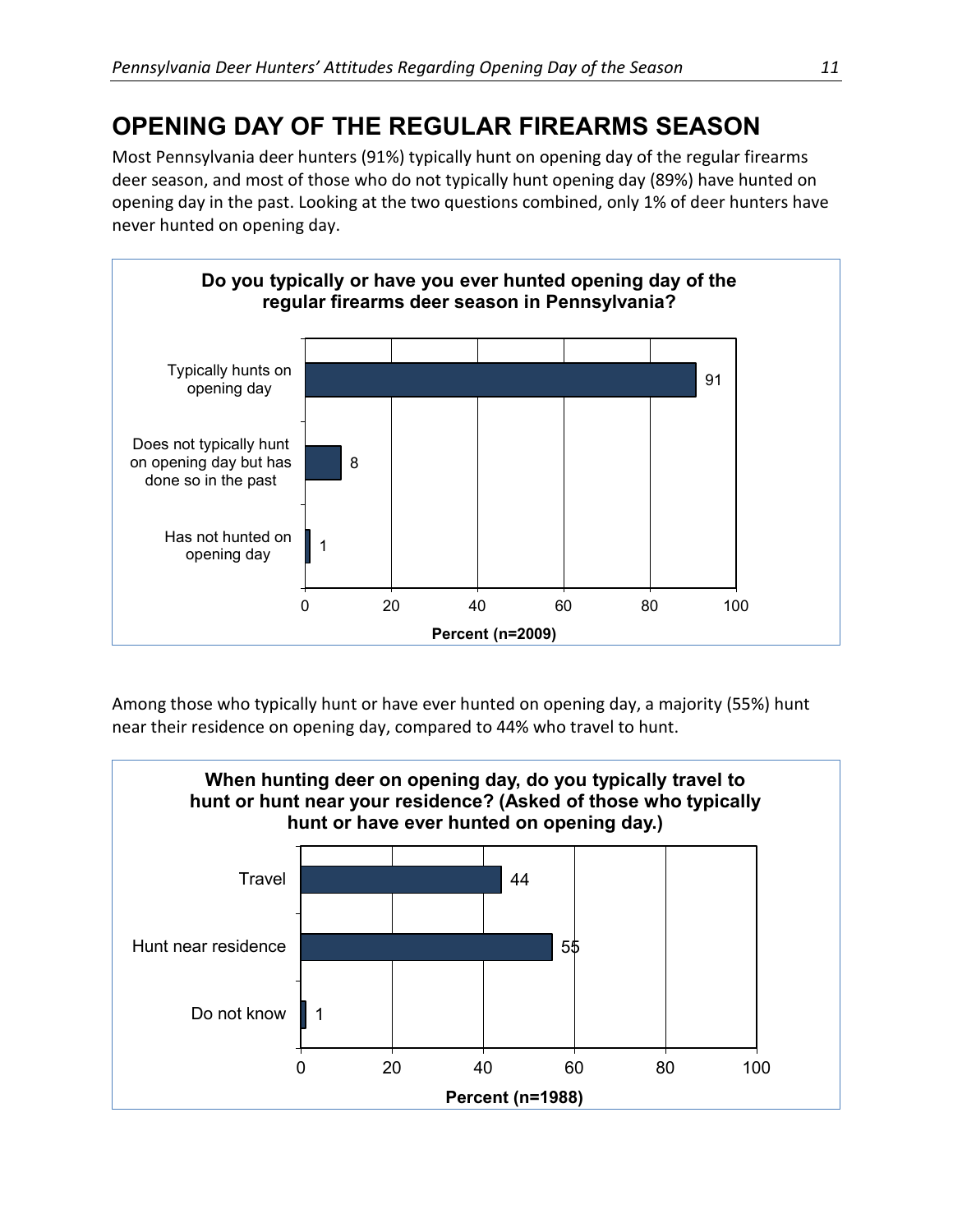## OPENING DAY OF THE REGULAR FIREARMS SEASON

Most Pennsylvania deer hunters (91%) typically hunt on opening day of the regular firearms deer season, and most of those who do not typically hunt opening day (89%) have hunted on opening day in the past. Looking at the two questions combined, only 1% of deer hunters have never hunted on opening day.

**Do you typically or have you ever hunted opening day of the regular firearms deer season in Pennsylvania?**

| Response | Percent (n=2009) |
|---|---|
| Typically hunts on opening day | 91 |
| Does not typically hunt on opening day but has done so in the past | 8 |
| Has not hunted on opening day | 1 |

Among those who typically hunt or have ever hunted on opening day, a majority (55%) hunt near their residence on opening day, compared to 44% who travel to hunt.

**When hunting deer on opening day, do you typically travel to hunt or hunt near your residence? (Asked of those who typically hunt or have ever hunted on opening day.)**

| Response | Percent (n=1988) |
|---|---|
| Travel | 44 |
| Hunt near residence | 55 |
| Do not know | 1 |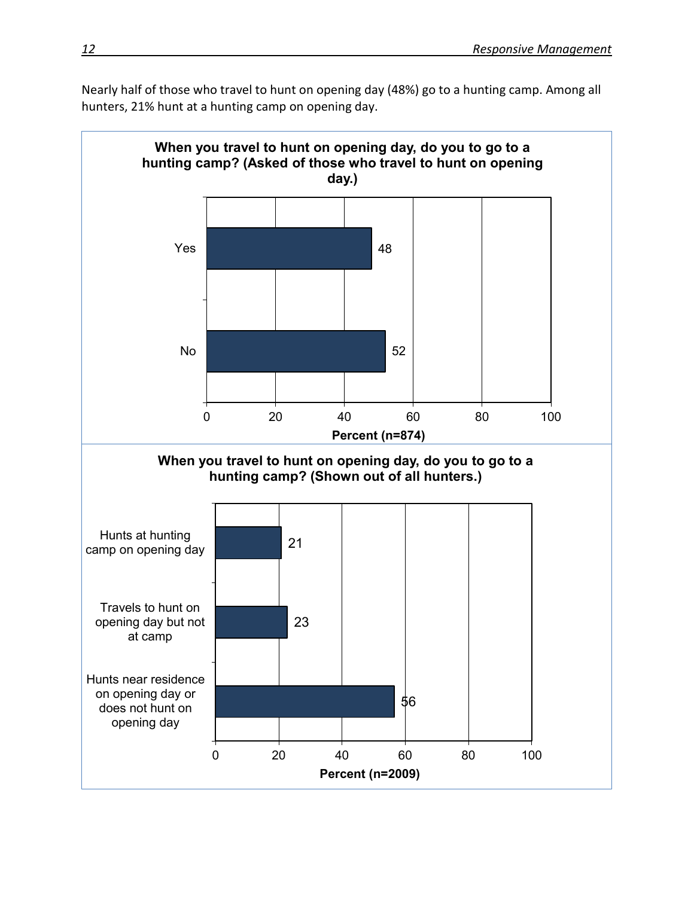Nearly half of those who travel to hunt on opening day (48%) go to a hunting camp. Among all hunters, 21% hunt at a hunting camp on opening day.

**When you travel to hunt on opening day, do you to go to a hunting camp? (Asked of those who travel to hunt on opening day.)**

| Response | Percent (n=874) |
|---|---|
| Yes | 48 |
| No | 52 |

**When you travel to hunt on opening day, do you to go to a hunting camp? (Shown out of all hunters.)**

| Response | Percent (n=2009) |
|---|---|
| Hunts at hunting camp on opening day | 21 |
| Travels to hunt on opening day but not at camp | 23 |
| Hunts near residence on opening day or does not hunt on opening day | 56 |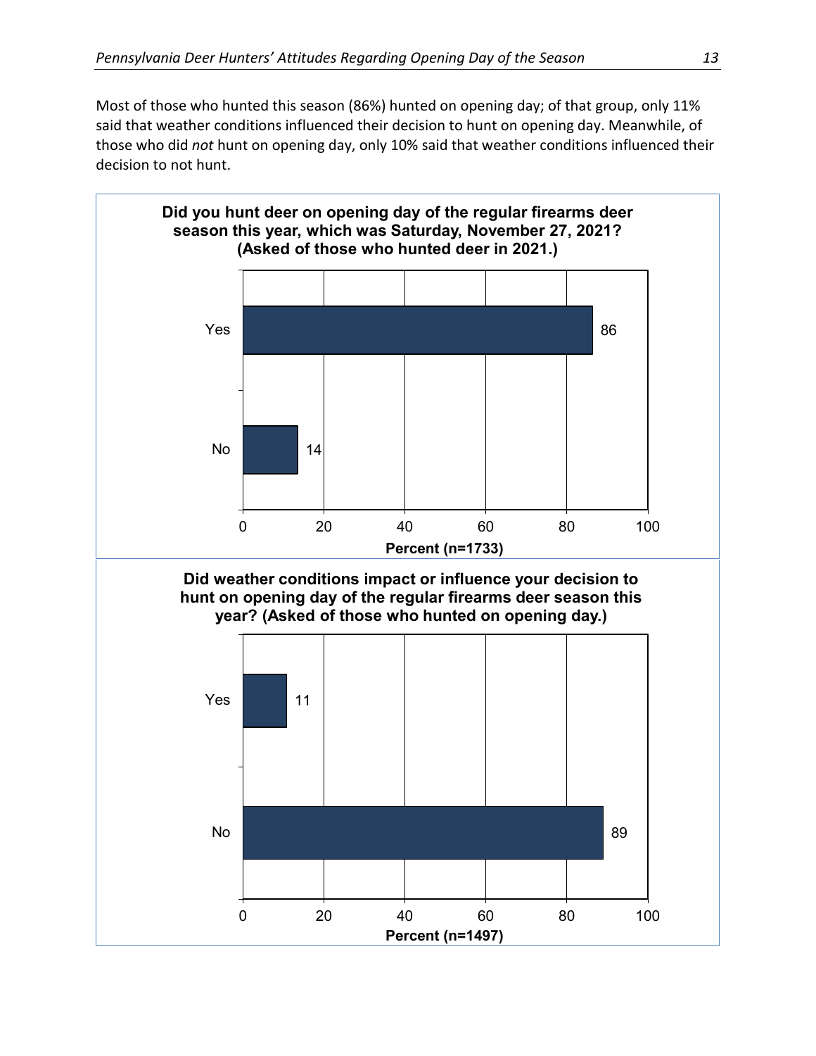Most of those who hunted this season (86%) hunted on opening day; of that group, only 11% said that weather conditions influenced their decision to hunt on opening day. Meanwhile, of those who did *not* hunt on opening day, only 10% said that weather conditions influenced their decision to not hunt.

**Did you hunt deer on opening day of the regular firearms deer season this year, which was Saturday, November 27, 2021? (Asked of those who hunted deer in 2021.)**

| Response | Percent (n=1733) |
|---|---|
| Yes | 86 |
| No | 14 |

**Did weather conditions impact or influence your decision to hunt on opening day of the regular firearms deer season this year? (Asked of those who hunted on opening day.)**

| Response | Percent (n=1497) |
|---|---|
| Yes | 11 |
| No | 89 |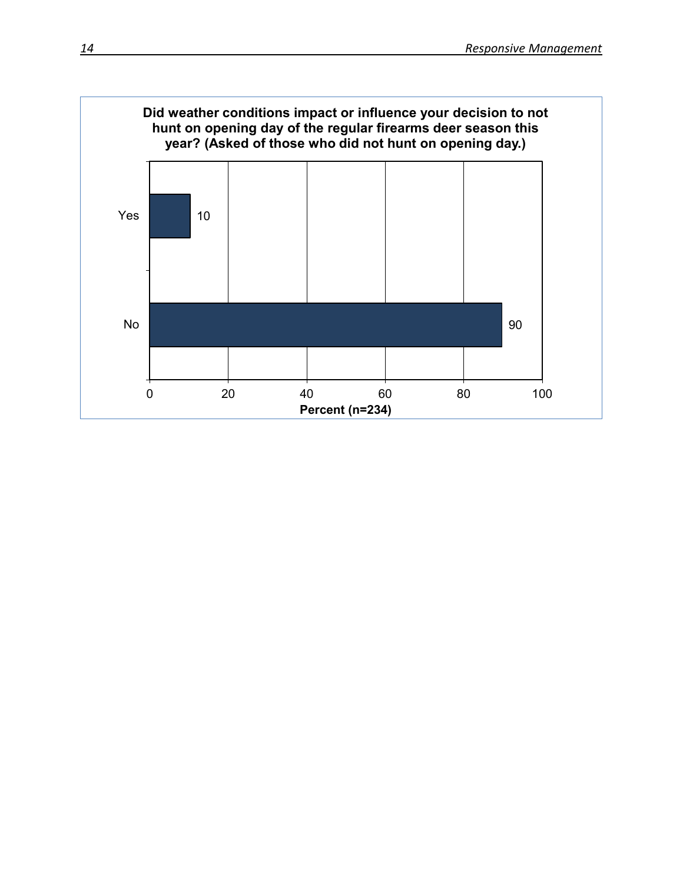**Did weather conditions impact or influence your decision to not hunt on opening day of the regular firearms deer season this year? (Asked of those who did not hunt on opening day.)**

| Response | Percent (n=234) |
| --- | --- |
| Yes | 10 |
| No | 90 |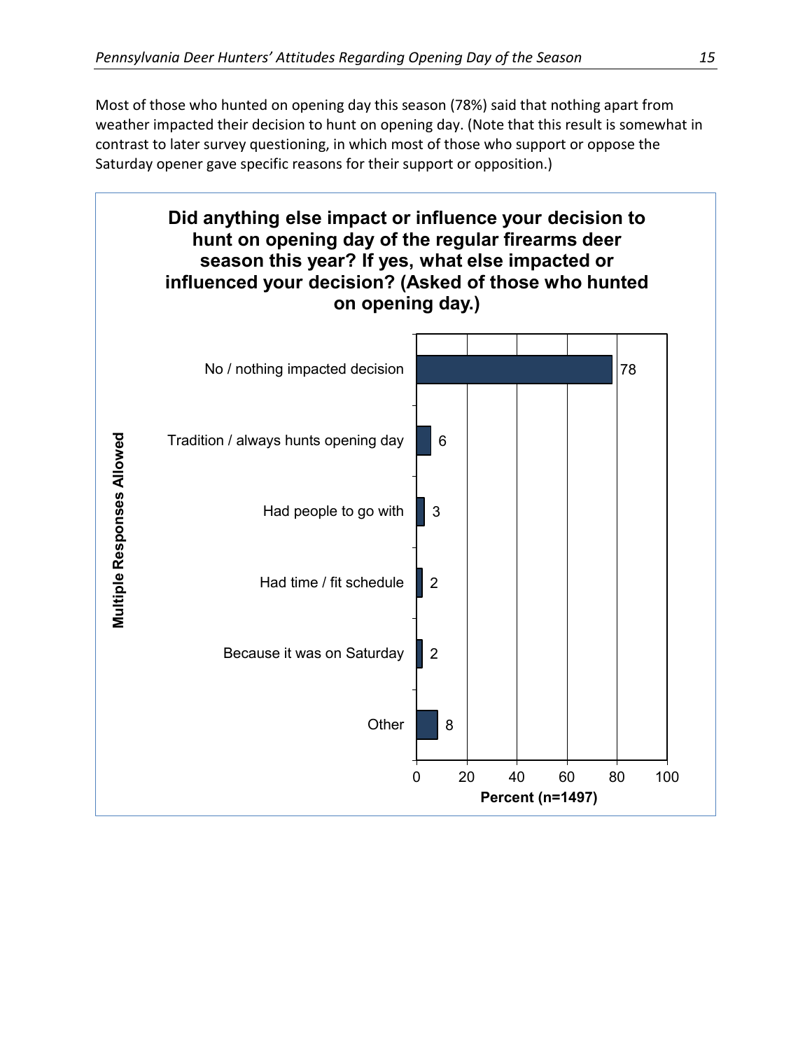Most of those who hunted on opening day this season (78%) said that nothing apart from weather impacted their decision to hunt on opening day. (Note that this result is somewhat in contrast to later survey questioning, in which most of those who support or oppose the Saturday opener gave specific reasons for their support or opposition.)

**Did anything else impact or influence your decision to hunt on opening day of the regular firearms deer season this year? If yes, what else impacted or influenced your decision? (Asked of those who hunted on opening day.)**

*Multiple Responses Allowed*

| Response | Percent (n=1497) |
| --- | --- |
| No / nothing impacted decision | 78 |
| Tradition / always hunts opening day | 6 |
| Had people to go with | 3 |
| Had time / fit schedule | 2 |
| Because it was on Saturday | 2 |
| Other | 8 |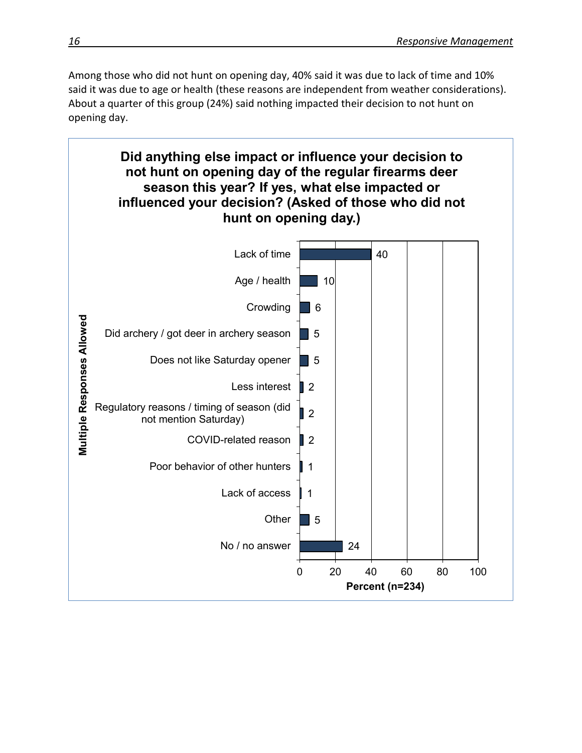Among those who did not hunt on opening day, 40% said it was due to lack of time and 10% said it was due to age or health (these reasons are independent from weather considerations). About a quarter of this group (24%) said nothing impacted their decision to not hunt on opening day.

**Did anything else impact or influence your decision to not hunt on opening day of the regular firearms deer season this year? If yes, what else impacted or influenced your decision? (Asked of those who did not hunt on opening day.)**

Multiple Responses Allowed

| Response | Percent (n=234) |
| --- | --- |
| Lack of time | 40 |
| Age / health | 10 |
| Crowding | 6 |
| Did archery / got deer in archery season | 5 |
| Does not like Saturday opener | 5 |
| Less interest | 2 |
| Regulatory reasons / timing of season (did not mention Saturday) | 2 |
| COVID-related reason | 2 |
| Poor behavior of other hunters | 1 |
| Lack of access | 1 |
| Other | 5 |
| No / no answer | 24 |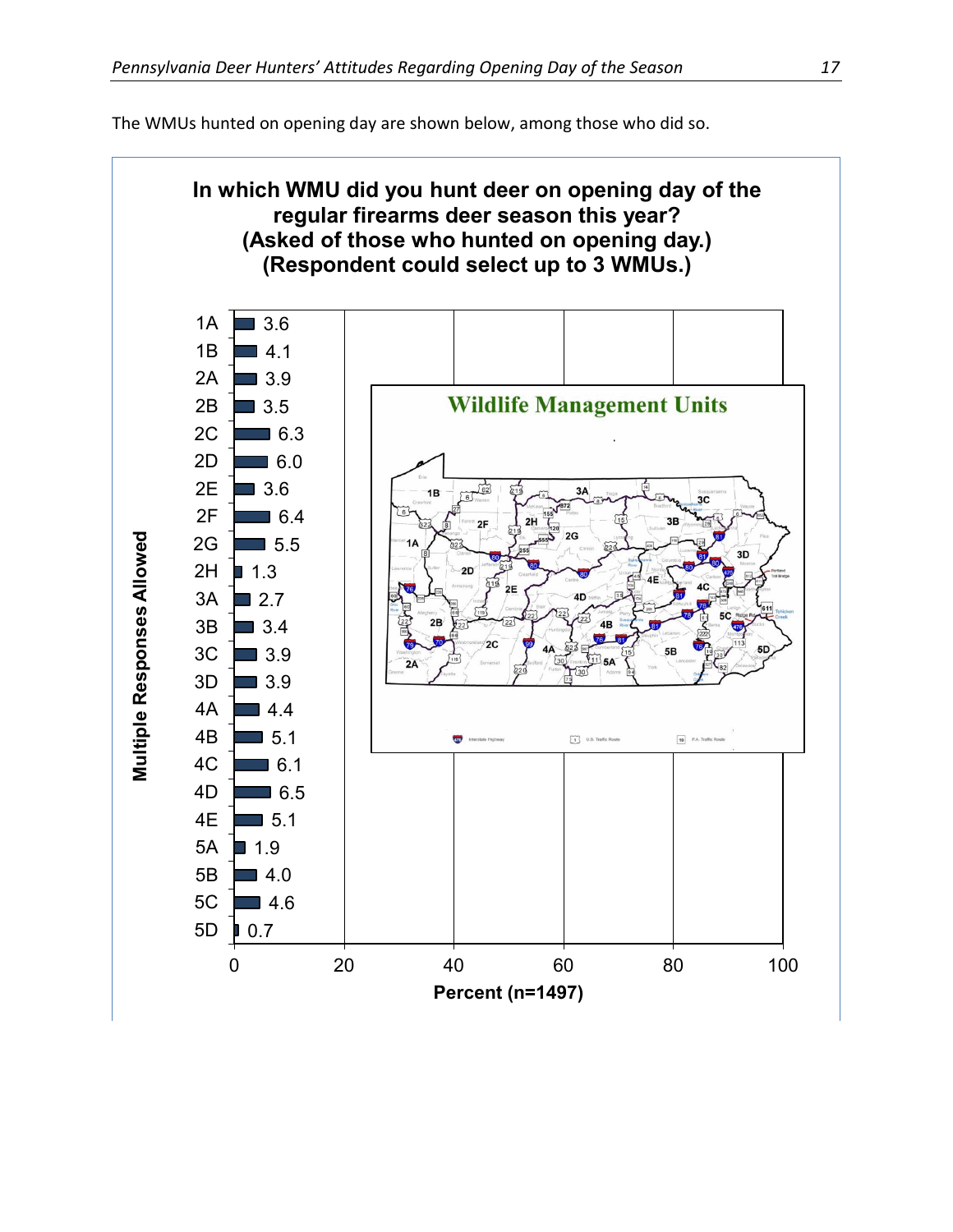The WMUs hunted on opening day are shown below, among those who did so.

**In which WMU did you hunt deer on opening day of the regular firearms deer season this year? (Asked of those who hunted on opening day.) (Respondent could select up to 3 WMUs.)**

Multiple Responses Allowed

| WMU | Percent (n=1497) |
|---|---|
| 1A | 3.6 |
| 1B | 4.1 |
| 2A | 3.9 |
| 2B | 3.5 |
| 2C | 6.3 |
| 2D | 6.0 |
| 2E | 3.6 |
| 2F | 6.4 |
| 2G | 5.5 |
| 2H | 1.3 |
| 3A | 2.7 |
| 3B | 3.4 |
| 3C | 3.9 |
| 3D | 3.9 |
| 4A | 4.4 |
| 4B | 5.1 |
| 4C | 6.1 |
| 4D | 6.5 |
| 4E | 5.1 |
| 5A | 1.9 |
| 5B | 4.0 |
| 5C | 4.6 |
| 5D | 0.7 |

Wildlife Management Units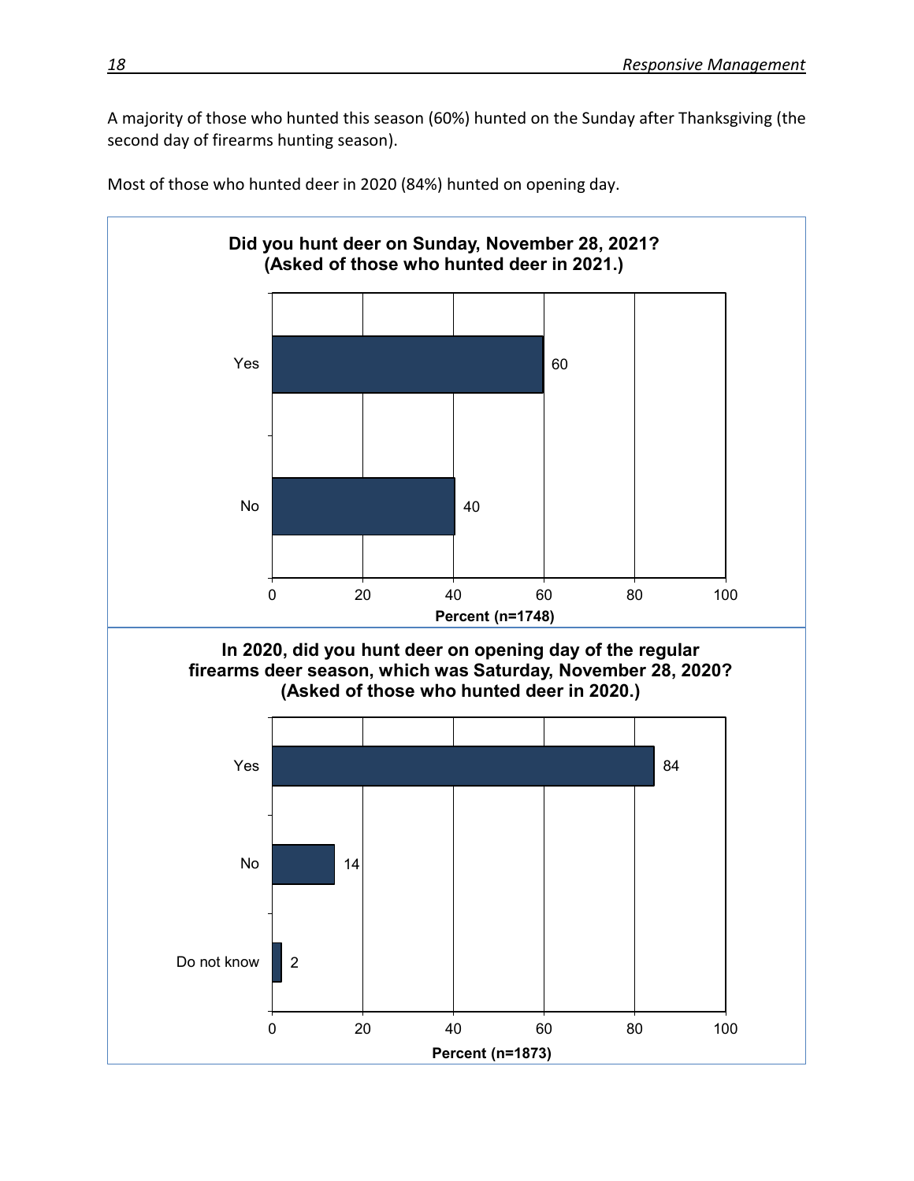A majority of those who hunted this season (60%) hunted on the Sunday after Thanksgiving (the second day of firearms hunting season).

Most of those who hunted deer in 2020 (84%) hunted on opening day.

**Did you hunt deer on Sunday, November 28, 2021? (Asked of those who hunted deer in 2021.)**

| Response | Percent (n=1748) |
| --- | --- |
| Yes | 60 |
| No | 40 |

**In 2020, did you hunt deer on opening day of the regular firearms deer season, which was Saturday, November 28, 2020? (Asked of those who hunted deer in 2020.)**

| Response | Percent (n=1873) |
| --- | --- |
| Yes | 84 |
| No | 14 |
| Do not know | 2 |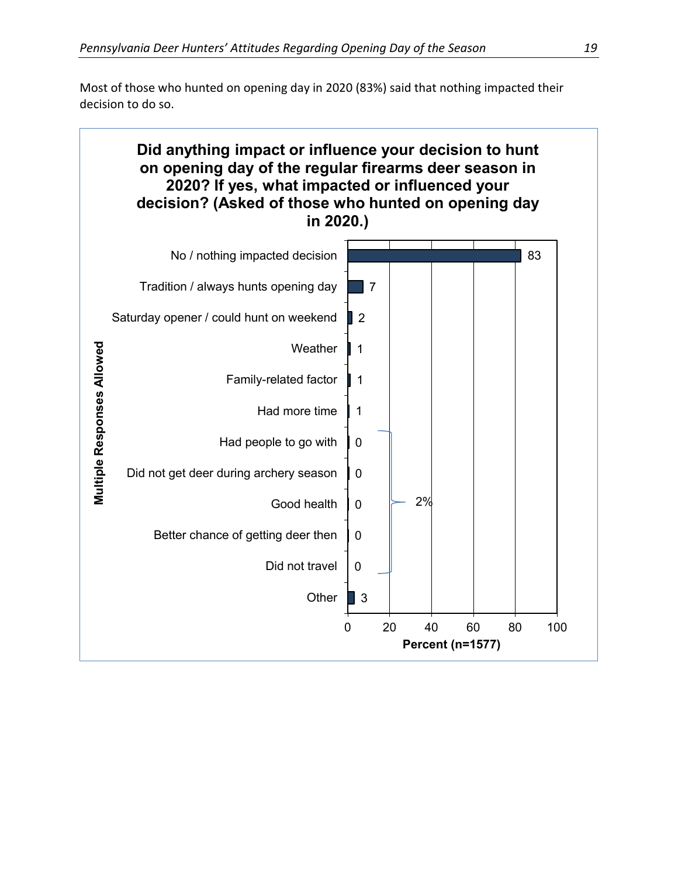Most of those who hunted on opening day in 2020 (83%) said that nothing impacted their decision to do so.

**Did anything impact or influence your decision to hunt on opening day of the regular firearms deer season in 2020? If yes, what impacted or influenced your decision? (Asked of those who hunted on opening day in 2020.)**

*Multiple Responses Allowed*

| Response | Percent (n=1577) |
|---|---|
| No / nothing impacted decision | 83 |
| Tradition / always hunts opening day | 7 |
| Saturday opener / could hunt on weekend | 2 |
| Weather | 1 |
| Family-related factor | 1 |
| Had more time | 1 |
| Had people to go with | 0 |
| Did not get deer during archery season | 0 |
| Good health | 0 |
| Better chance of getting deer then | 0 |
| Did not travel | 0 |
| Other | 3 |

Had people to go with, Did not get deer during archery season, Good health, Better chance of getting deer then, and Did not travel combined: 2%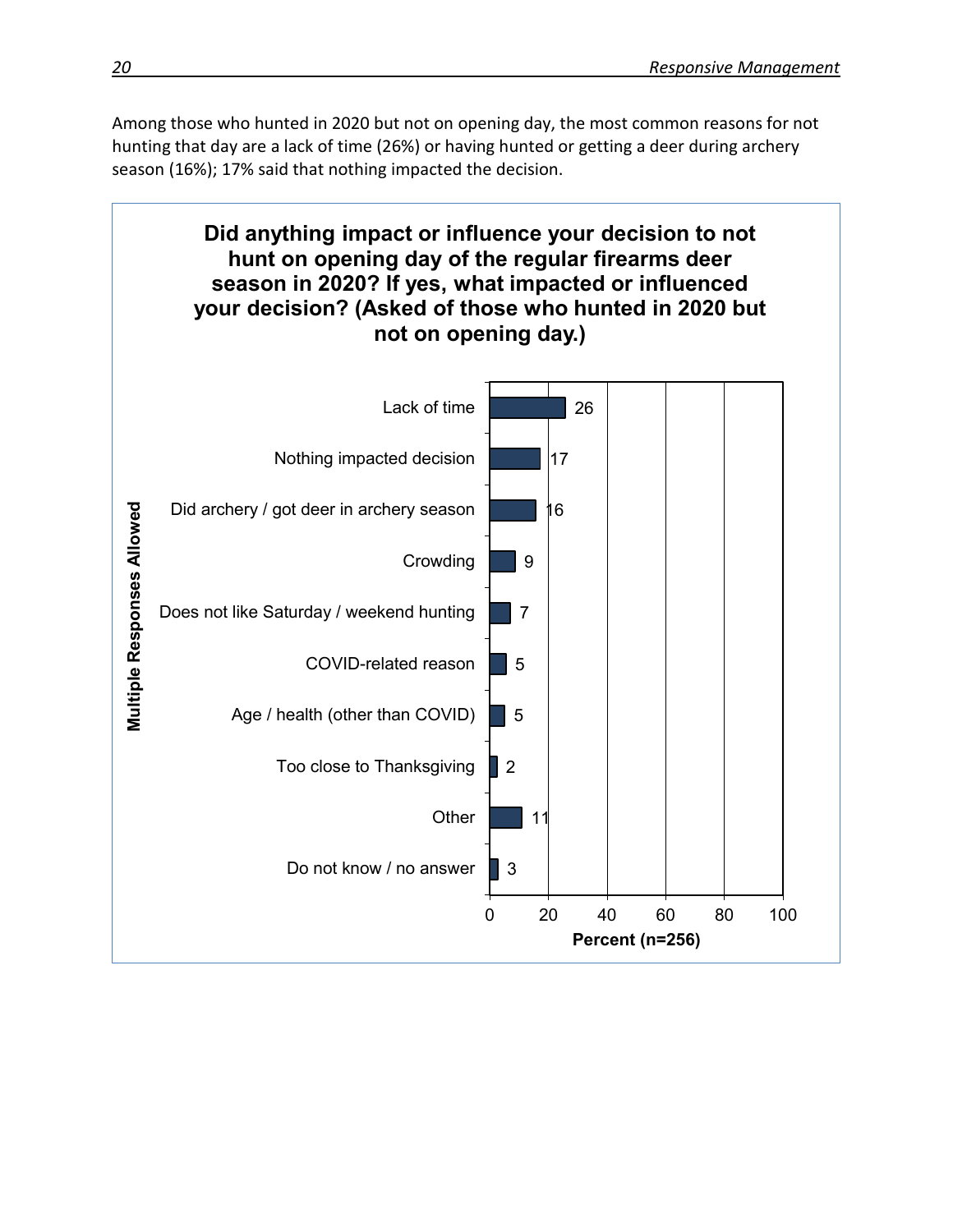Among those who hunted in 2020 but not on opening day, the most common reasons for not hunting that day are a lack of time (26%) or having hunted or getting a deer during archery season (16%); 17% said that nothing impacted the decision.

**Did anything impact or influence your decision to not hunt on opening day of the regular firearms deer season in 2020? If yes, what impacted or influenced your decision? (Asked of those who hunted in 2020 but not on opening day.)**

*Multiple Responses Allowed*

| Response | Percent (n=256) |
| --- | --- |
| Lack of time | 26 |
| Nothing impacted decision | 17 |
| Did archery / got deer in archery season | 16 |
| Crowding | 9 |
| Does not like Saturday / weekend hunting | 7 |
| COVID-related reason | 5 |
| Age / health (other than COVID) | 5 |
| Too close to Thanksgiving | 2 |
| Other | 11 |
| Do not know / no answer | 3 |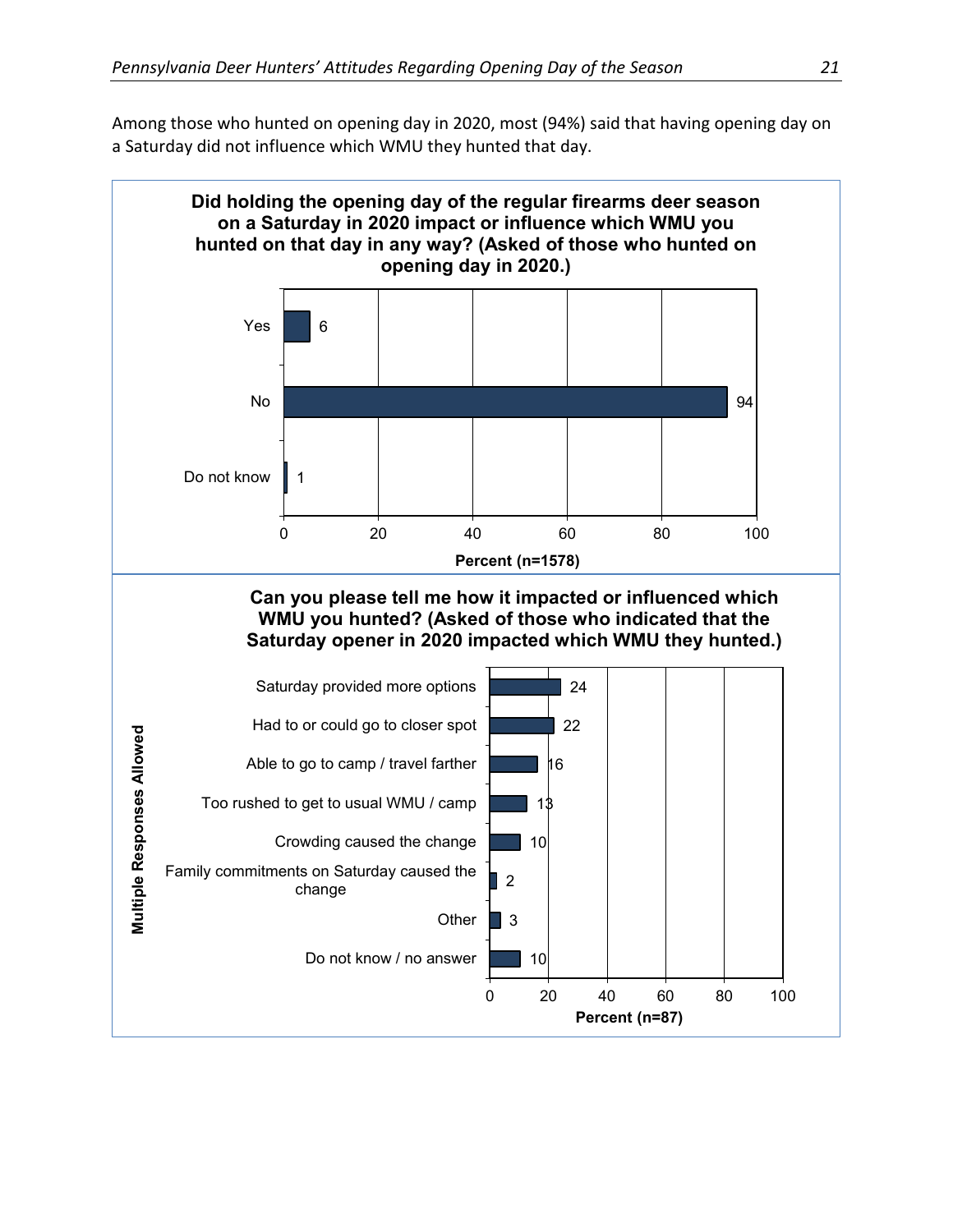Among those who hunted on opening day in 2020, most (94%) said that having opening day on a Saturday did not influence which WMU they hunted that day.

**Did holding the opening day of the regular firearms deer season on a Saturday in 2020 impact or influence which WMU you hunted on that day in any way? (Asked of those who hunted on opening day in 2020.)**

| Response | Percent (n=1578) |
| --- | --- |
| Yes | 6 |
| No | 94 |
| Do not know | 1 |

**Can you please tell me how it impacted or influenced which WMU you hunted? (Asked of those who indicated that the Saturday opener in 2020 impacted which WMU they hunted.)**

Multiple Responses Allowed

| Response | Percent (n=87) |
| --- | --- |
| Saturday provided more options | 24 |
| Had to or could go to closer spot | 22 |
| Able to go to camp / travel farther | 16 |
| Too rushed to get to usual WMU / camp | 13 |
| Crowding caused the change | 10 |
| Family commitments on Saturday caused the change | 2 |
| Other | 3 |
| Do not know / no answer | 10 |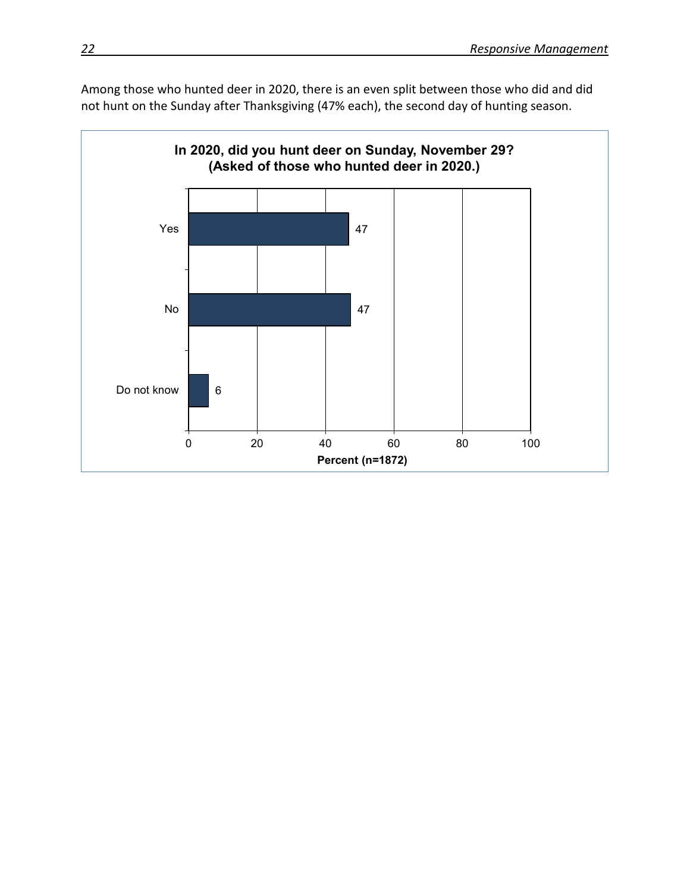Among those who hunted deer in 2020, there is an even split between those who did and did not hunt on the Sunday after Thanksgiving (47% each), the second day of hunting season.

**In 2020, did you hunt deer on Sunday, November 29?**
**(Asked of those who hunted deer in 2020.)**

| Response | Percent (n=1872) |
|---|---|
| Yes | 47 |
| No | 47 |
| Do not know | 6 |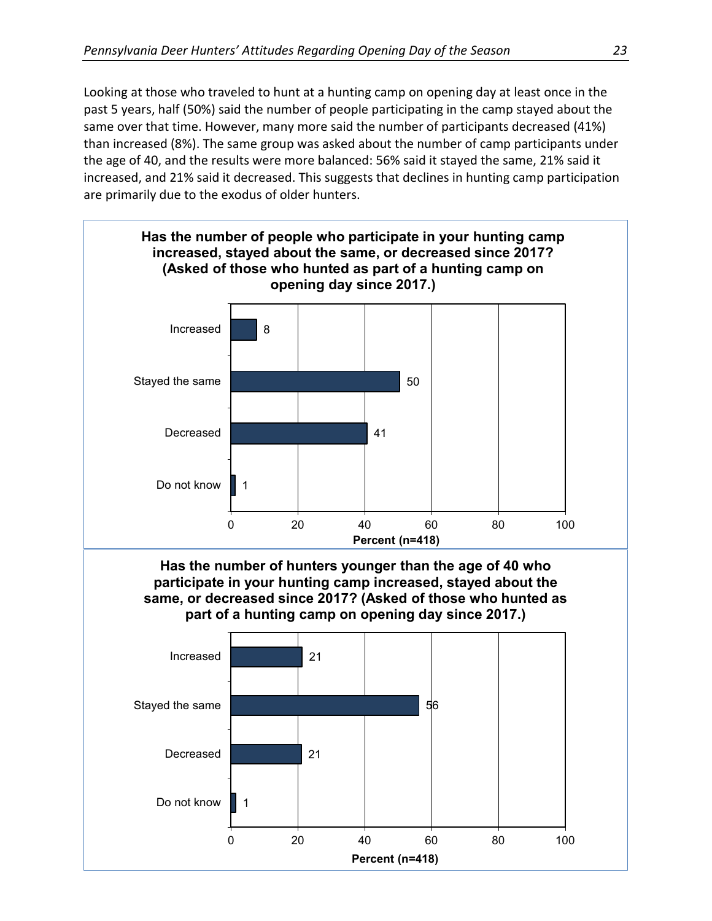Looking at those who traveled to hunt at a hunting camp on opening day at least once in the past 5 years, half (50%) said the number of people participating in the camp stayed about the same over that time. However, many more said the number of participants decreased (41%) than increased (8%). The same group was asked about the number of camp participants under the age of 40, and the results were more balanced: 56% said it stayed the same, 21% said it increased, and 21% said it decreased. This suggests that declines in hunting camp participation are primarily due to the exodus of older hunters.

**Has the number of people who participate in your hunting camp increased, stayed about the same, or decreased since 2017? (Asked of those who hunted as part of a hunting camp on opening day since 2017.)**

| Response | Percent (n=418) |
|---|---|
| Increased | 8 |
| Stayed the same | 50 |
| Decreased | 41 |
| Do not know | 1 |

**Has the number of hunters younger than the age of 40 who participate in your hunting camp increased, stayed about the same, or decreased since 2017? (Asked of those who hunted as part of a hunting camp on opening day since 2017.)**

| Response | Percent (n=418) |
|---|---|
| Increased | 21 |
| Stayed the same | 56 |
| Decreased | 21 |
| Do not know | 1 |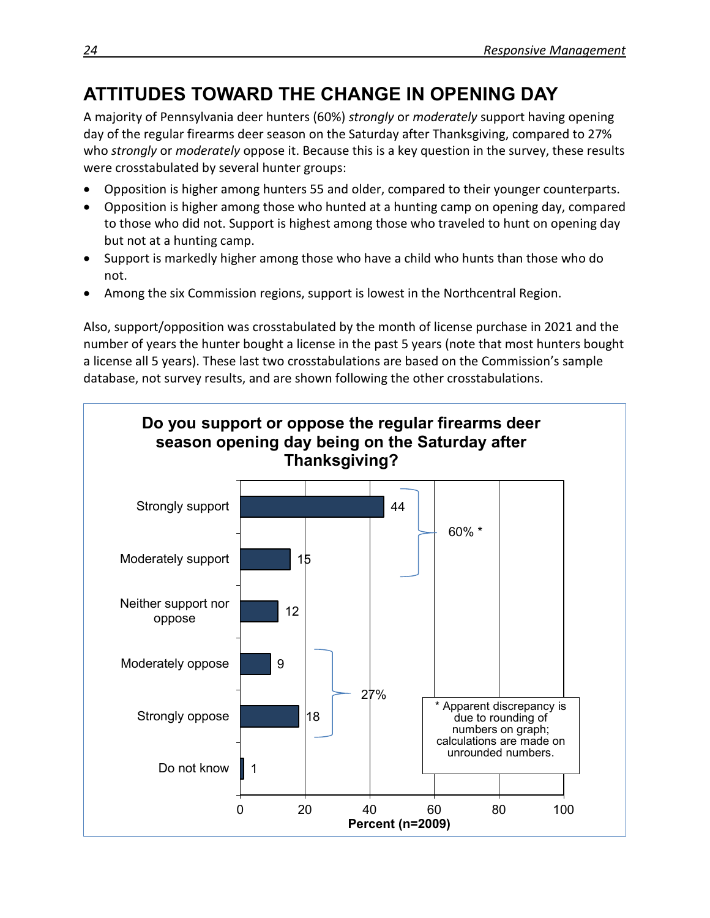## ATTITUDES TOWARD THE CHANGE IN OPENING DAY

A majority of Pennsylvania deer hunters (60%) *strongly* or *moderately* support having opening day of the regular firearms deer season on the Saturday after Thanksgiving, compared to 27% who *strongly* or *moderately* oppose it. Because this is a key question in the survey, these results were crosstabulated by several hunter groups:

- Opposition is higher among hunters 55 and older, compared to their younger counterparts.
- Opposition is higher among those who hunted at a hunting camp on opening day, compared to those who did not. Support is highest among those who traveled to hunt on opening day but not at a hunting camp.
- Support is markedly higher among those who have a child who hunts than those who do not.
- Among the six Commission regions, support is lowest in the Northcentral Region.

Also, support/opposition was crosstabulated by the month of license purchase in 2021 and the number of years the hunter bought a license in the past 5 years (note that most hunters bought a license all 5 years). These last two crosstabulations are based on the Commission's sample database, not survey results, and are shown following the other crosstabulations.

**Do you support or oppose the regular firearms deer season opening day being on the Saturday after Thanksgiving?**

| Response | Percent (n=2009) |
|---|---|
| Strongly support | 44 |
| Moderately support | 15 |
| Neither support nor oppose | 12 |
| Moderately oppose | 9 |
| Strongly oppose | 18 |
| Do not know | 1 |

Strongly/Moderately support: 60% *

Strongly/Moderately oppose: 27%

\* Apparent discrepancy is due to rounding of numbers on graph; calculations are made on unrounded numbers.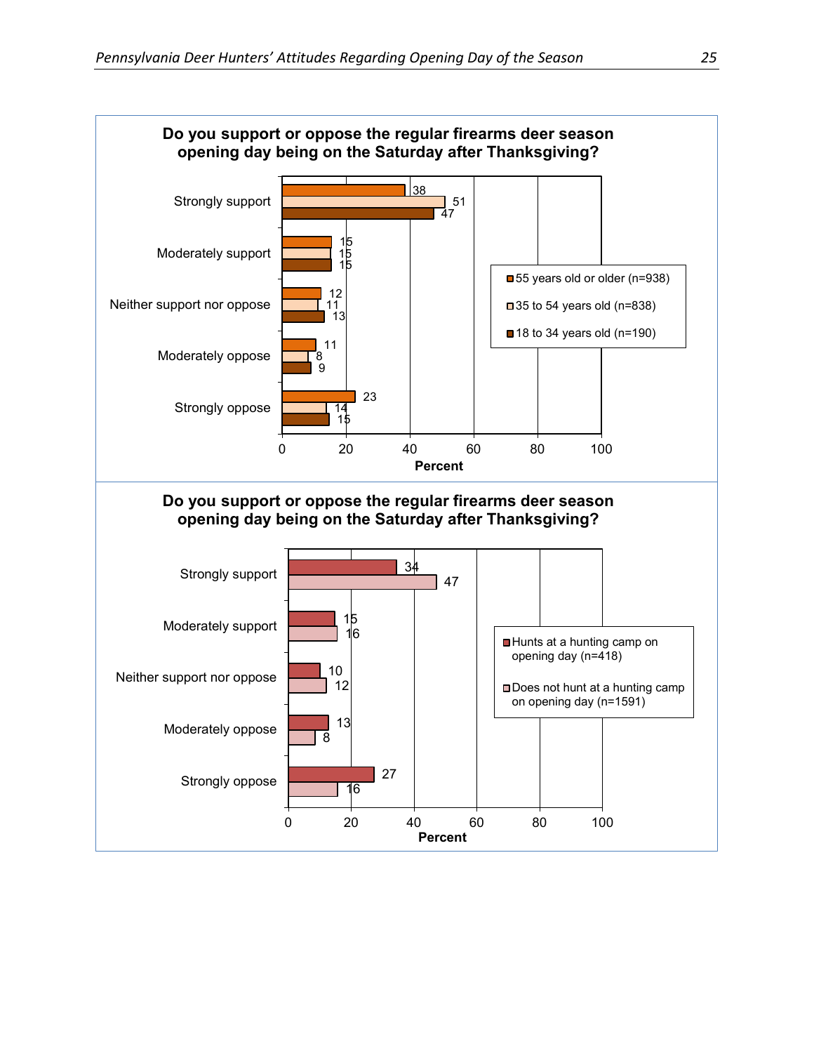**Do you support or oppose the regular firearms deer season opening day being on the Saturday after Thanksgiving?**

| Response | 55 years old or older (n=938) | 35 to 54 years old (n=838) | 18 to 34 years old (n=190) |
|---|---|---|---|
| Strongly support | 38 | 51 | 47 |
| Moderately support | 15 | 15 | 15 |
| Neither support nor oppose | 12 | 11 | 13 |
| Moderately oppose | 11 | 8 | 9 |
| Strongly oppose | 23 | 14 | 15 |

Percent

**Do you support or oppose the regular firearms deer season opening day being on the Saturday after Thanksgiving?**

| Response | Hunts at a hunting camp on opening day (n=418) | Does not hunt at a hunting camp on opening day (n=1591) |
|---|---|---|
| Strongly support | 34 | 47 |
| Moderately support | 15 | 16 |
| Neither support nor oppose | 10 | 12 |
| Moderately oppose | 13 | 8 |
| Strongly oppose | 27 | 16 |

Percent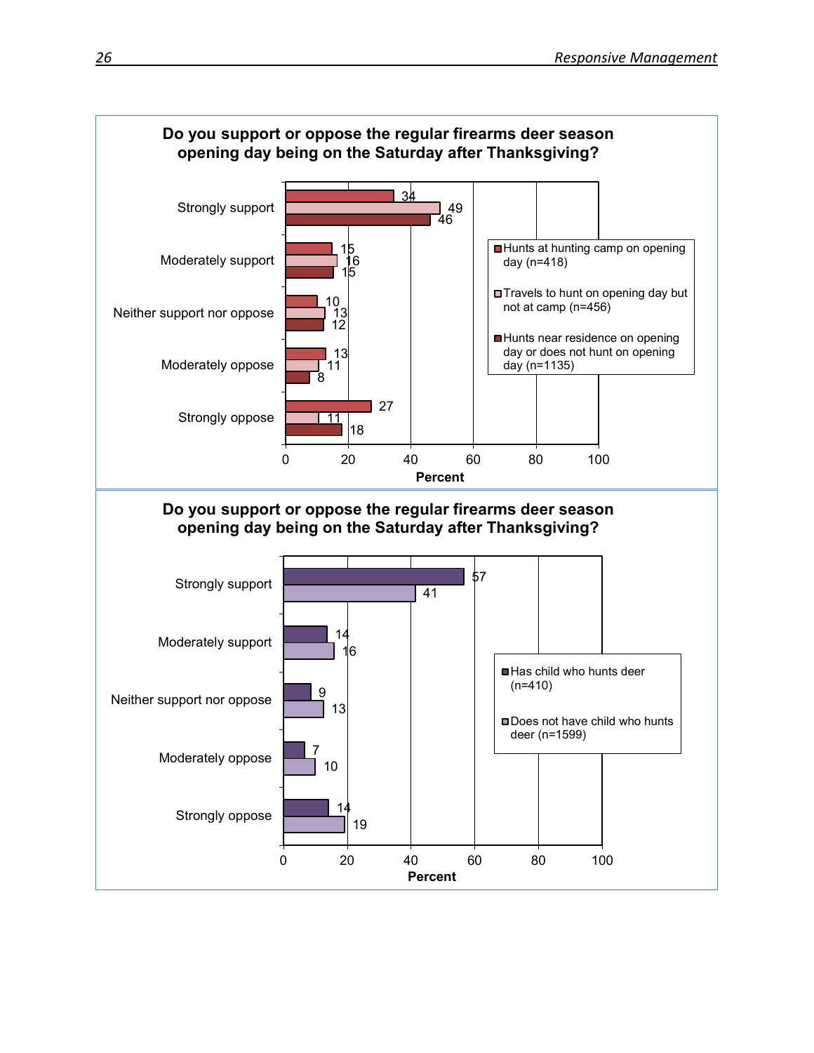**Do you support or oppose the regular firearms deer season opening day being on the Saturday after Thanksgiving?**

| Response | Hunts at hunting camp on opening day (n=418) | Travels to hunt on opening day but not at camp (n=456) | Hunts near residence on opening day or does not hunt on opening day (n=1135) |
|---|---|---|---|
| Strongly support | 34 | 49 | 46 |
| Moderately support | 15 | 16 | 15 |
| Neither support nor oppose | 10 | 13 | 12 |
| Moderately oppose | 13 | 11 | 8 |
| Strongly oppose | 27 | 11 | 18 |

Percent

**Do you support or oppose the regular firearms deer season opening day being on the Saturday after Thanksgiving?**

| Response | Has child who hunts deer (n=410) | Does not have child who hunts deer (n=1599) |
|---|---|---|
| Strongly support | 57 | 41 |
| Moderately support | 14 | 16 |
| Neither support nor oppose | 9 | 13 |
| Moderately oppose | 7 | 10 |
| Strongly oppose | 14 | 19 |

Percent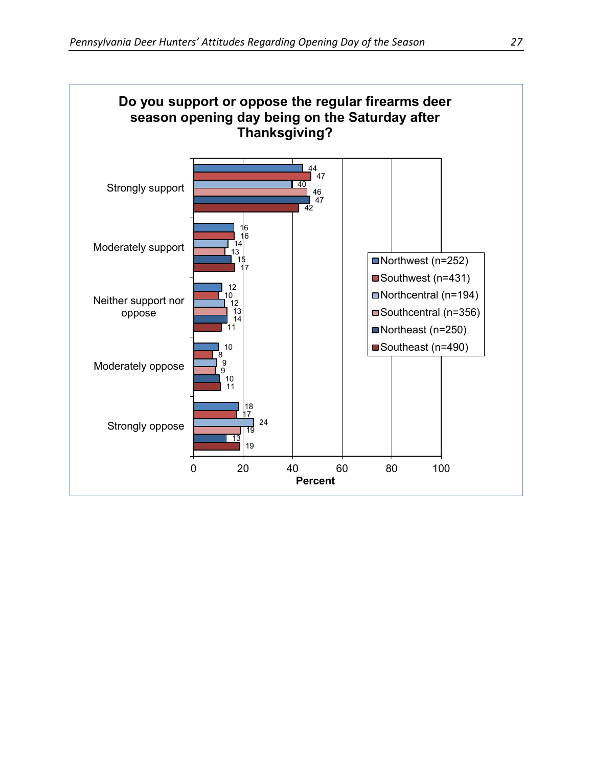**Do you support or oppose the regular firearms deer season opening day being on the Saturday after Thanksgiving?**

| | Northwest (n=252) | Southwest (n=431) | Northcentral (n=194) | Southcentral (n=356) | Northeast (n=250) | Southeast (n=490) |
|---|---|---|---|---|---|---|
| Strongly support | 44 | 47 | 40 | 46 | 47 | 42 |
| Moderately support | 16 | 16 | 14 | 13 | 15 | 17 |
| Neither support nor oppose | 12 | 10 | 12 | 13 | 14 | 11 |
| Moderately oppose | 10 | 8 | 9 | 9 | 10 | 11 |
| Strongly oppose | 18 | 17 | 24 | 19 | 13 | 19 |

Percent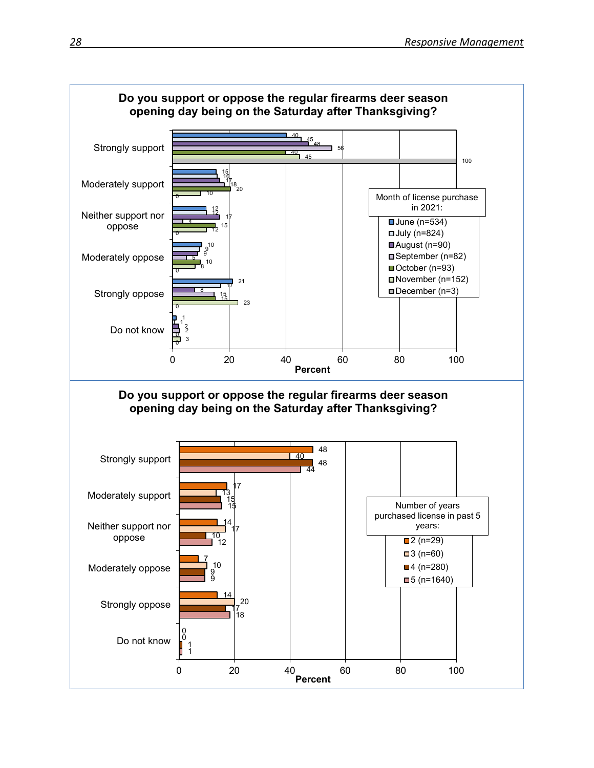**Do you support or oppose the regular firearms deer season opening day being on the Saturday after Thanksgiving?**

Month of license purchase in 2021:

| Response | June (n=534) | July (n=824) | August (n=90) | September (n=82) | October (n=93) | November (n=152) | December (n=3) |
|---|---|---|---|---|---|---|---|
| Strongly support | 40 | 45 | 48 | 56 | 40 | 45 | 100 |
| Moderately support | 15 | 16 | 17 | 18 | 20 | 10 | 0 |
| Neither support nor oppose | 12 | 12 | 17 | 4 | 15 | 12 | 0 |
| Moderately oppose | 10 | 9 | 9 | 5 | 10 | 8 | 0 |
| Strongly oppose | 21 | 17 | 8 | 15 | 15 | 23 | 0 |
| Do not know | 1 | 1 | 2 | 2 | 0 | 3 | 0 |

Percent

**Do you support or oppose the regular firearms deer season opening day being on the Saturday after Thanksgiving?**

Number of years purchased license in past 5 years:

| Response | 2 (n=29) | 3 (n=60) | 4 (n=280) | 5 (n=1640) |
|---|---|---|---|---|
| Strongly support | 48 | 40 | 48 | 44 |
| Moderately support | 17 | 13 | 15 | 15 |
| Neither support nor oppose | 14 | 17 | 10 | 12 |
| Moderately oppose | 7 | 10 | 9 | 9 |
| Strongly oppose | 14 | 20 | 17 | 18 |
| Do not know | 0 | 0 | 1 | 1 |

Percent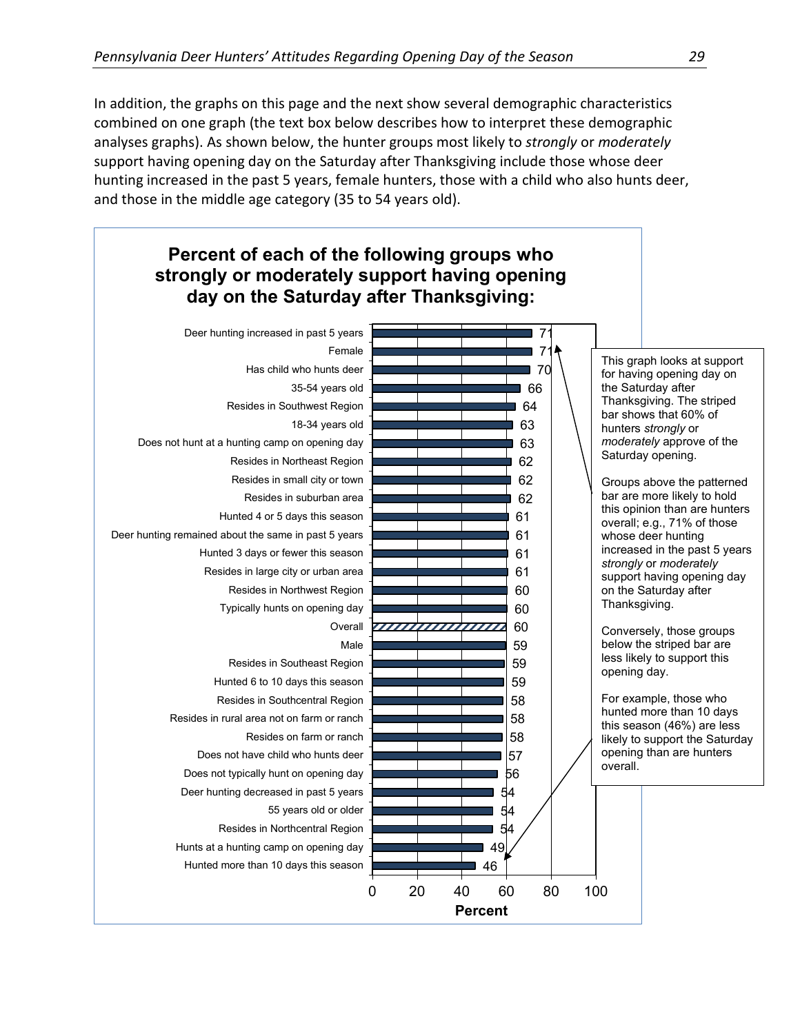In addition, the graphs on this page and the next show several demographic characteristics combined on one graph (the text box below describes how to interpret these demographic analyses graphs). As shown below, the hunter groups most likely to *strongly* or *moderately* support having opening day on the Saturday after Thanksgiving include those whose deer hunting increased in the past 5 years, female hunters, those with a child who also hunts deer, and those in the middle age category (35 to 54 years old).

**Percent of each of the following groups who strongly or moderately support having opening day on the Saturday after Thanksgiving:**

| Group | Percent |
|---|---|
| Deer hunting increased in past 5 years | 71 |
| Female | 71 |
| Has child who hunts deer | 70 |
| 35-54 years old | 66 |
| Resides in Southwest Region | 64 |
| 18-34 years old | 63 |
| Does not hunt at a hunting camp on opening day | 63 |
| Resides in Northeast Region | 62 |
| Resides in small city or town | 62 |
| Resides in suburban area | 62 |
| Hunted 4 or 5 days this season | 61 |
| Deer hunting remained about the same in past 5 years | 61 |
| Hunted 3 days or fewer this season | 61 |
| Resides in large city or urban area | 61 |
| Resides in Northwest Region | 60 |
| Typically hunts on opening day | 60 |
| Overall | 60 |
| Male | 59 |
| Resides in Southeast Region | 59 |
| Hunted 6 to 10 days this season | 59 |
| Resides in Southcentral Region | 58 |
| Resides in rural area not on farm or ranch | 58 |
| Resides on farm or ranch | 58 |
| Does not have child who hunts deer | 57 |
| Does not typically hunt on opening day | 56 |
| Deer hunting decreased in past 5 years | 54 |
| 55 years old or older | 54 |
| Resides in Northcentral Region | 54 |
| Hunts at a hunting camp on opening day | 49 |
| Hunted more than 10 days this season | 46 |

This graph looks at support for having opening day on the Saturday after Thanksgiving. The striped bar shows that 60% of hunters *strongly* or *moderately* approve of the Saturday opening.

Groups above the patterned bar are more likely to hold this opinion than are hunters overall; e.g., 71% of those whose deer hunting increased in the past 5 years *strongly* or *moderately* support having opening day on the Saturday after Thanksgiving.

Conversely, those groups below the striped bar are less likely to support this opening day.

For example, those who hunted more than 10 days this season (46%) are less likely to support the Saturday opening than are hunters overall.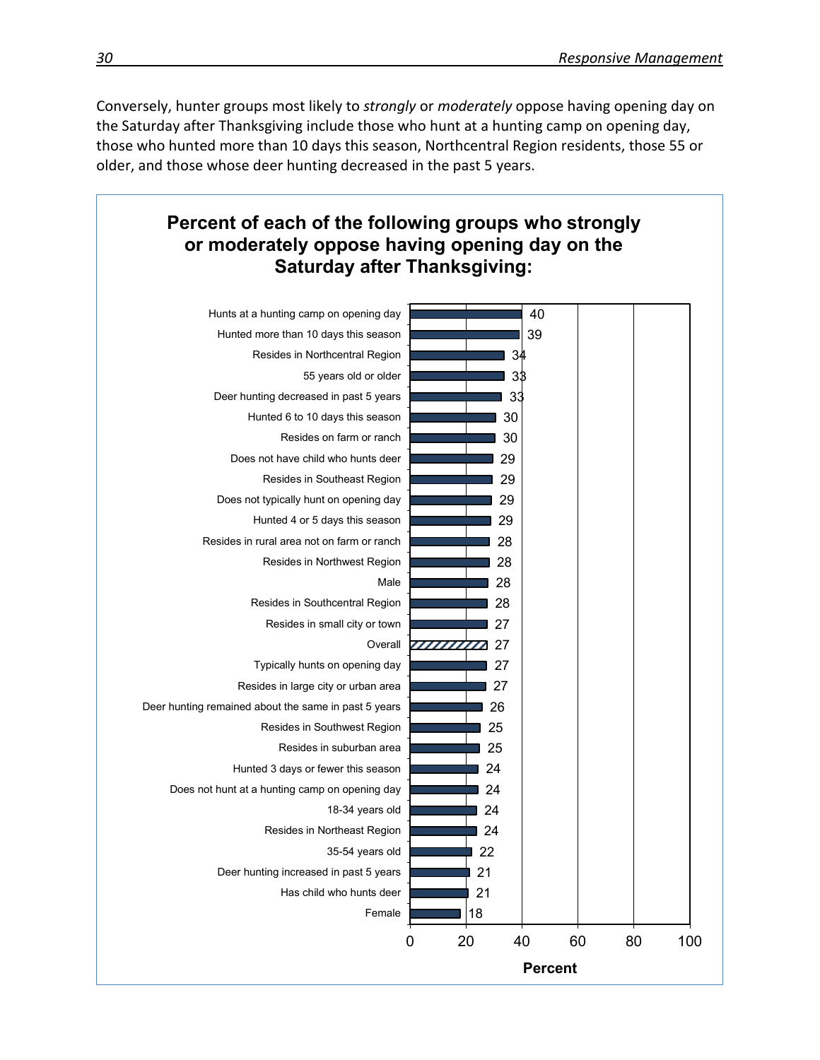Conversely, hunter groups most likely to *strongly* or *moderately* oppose having opening day on the Saturday after Thanksgiving include those who hunt at a hunting camp on opening day, those who hunted more than 10 days this season, Northcentral Region residents, those 55 or older, and those whose deer hunting decreased in the past 5 years.

**Percent of each of the following groups who strongly or moderately oppose having opening day on the Saturday after Thanksgiving:**

| Group | Percent |
|---|---|
| Hunts at a hunting camp on opening day | 40 |
| Hunted more than 10 days this season | 39 |
| Resides in Northcentral Region | 34 |
| 55 years old or older | 33 |
| Deer hunting decreased in past 5 years | 33 |
| Hunted 6 to 10 days this season | 30 |
| Resides on farm or ranch | 30 |
| Does not have child who hunts deer | 29 |
| Resides in Southeast Region | 29 |
| Does not typically hunt on opening day | 29 |
| Hunted 4 or 5 days this season | 29 |
| Resides in rural area not on farm or ranch | 28 |
| Resides in Northwest Region | 28 |
| Male | 28 |
| Resides in Southcentral Region | 28 |
| Resides in small city or town | 27 |
| Overall | 27 |
| Typically hunts on opening day | 27 |
| Resides in large city or urban area | 27 |
| Deer hunting remained about the same in past 5 years | 26 |
| Resides in Southwest Region | 25 |
| Resides in suburban area | 25 |
| Hunted 3 days or fewer this season | 24 |
| Does not hunt at a hunting camp on opening day | 24 |
| 18-34 years old | 24 |
| Resides in Northeast Region | 24 |
| 35-54 years old | 22 |
| Deer hunting increased in past 5 years | 21 |
| Has child who hunts deer | 21 |
| Female | 18 |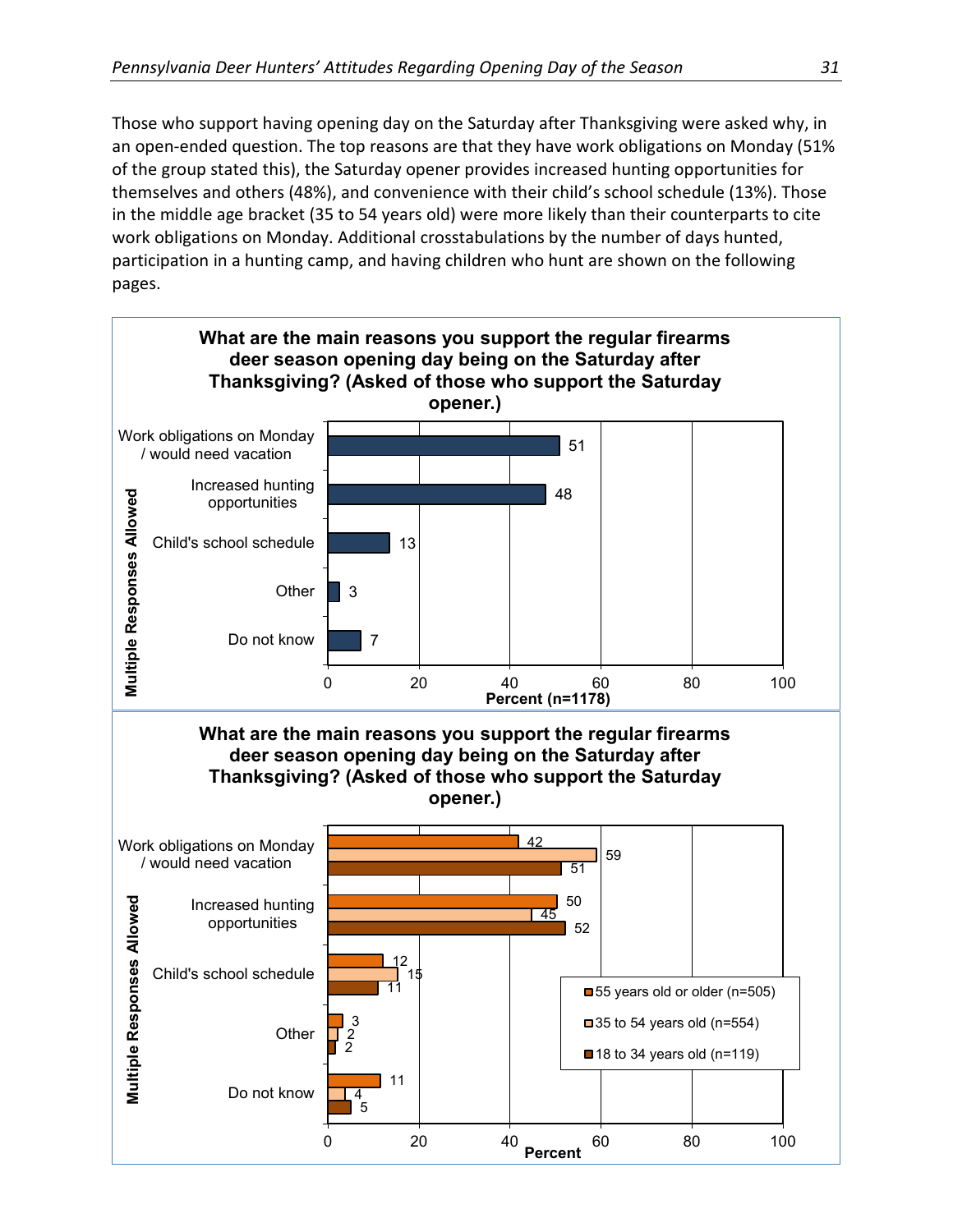Those who support having opening day on the Saturday after Thanksgiving were asked why, in an open-ended question. The top reasons are that they have work obligations on Monday (51% of the group stated this), the Saturday opener provides increased hunting opportunities for themselves and others (48%), and convenience with their child's school schedule (13%). Those in the middle age bracket (35 to 54 years old) were more likely than their counterparts to cite work obligations on Monday. Additional crosstabulations by the number of days hunted, participation in a hunting camp, and having children who hunt are shown on the following pages.

**What are the main reasons you support the regular firearms deer season opening day being on the Saturday after Thanksgiving? (Asked of those who support the Saturday opener.)**

Multiple Responses Allowed

| Reason | Percent (n=1178) |
|---|---|
| Work obligations on Monday / would need vacation | 51 |
| Increased hunting opportunities | 48 |
| Child's school schedule | 13 |
| Other | 3 |
| Do not know | 7 |

**What are the main reasons you support the regular firearms deer season opening day being on the Saturday after Thanksgiving? (Asked of those who support the Saturday opener.)**

Multiple Responses Allowed

| Reason | 55 years old or older (n=505) | 35 to 54 years old (n=554) | 18 to 34 years old (n=119) |
|---|---|---|---|
| Work obligations on Monday / would need vacation | 42 | 59 | 51 |
| Increased hunting opportunities | 50 | 45 | 52 |
| Child's school schedule | 12 | 15 | 11 |
| Other | 3 | 2 | 2 |
| Do not know | 11 | 4 | 5 |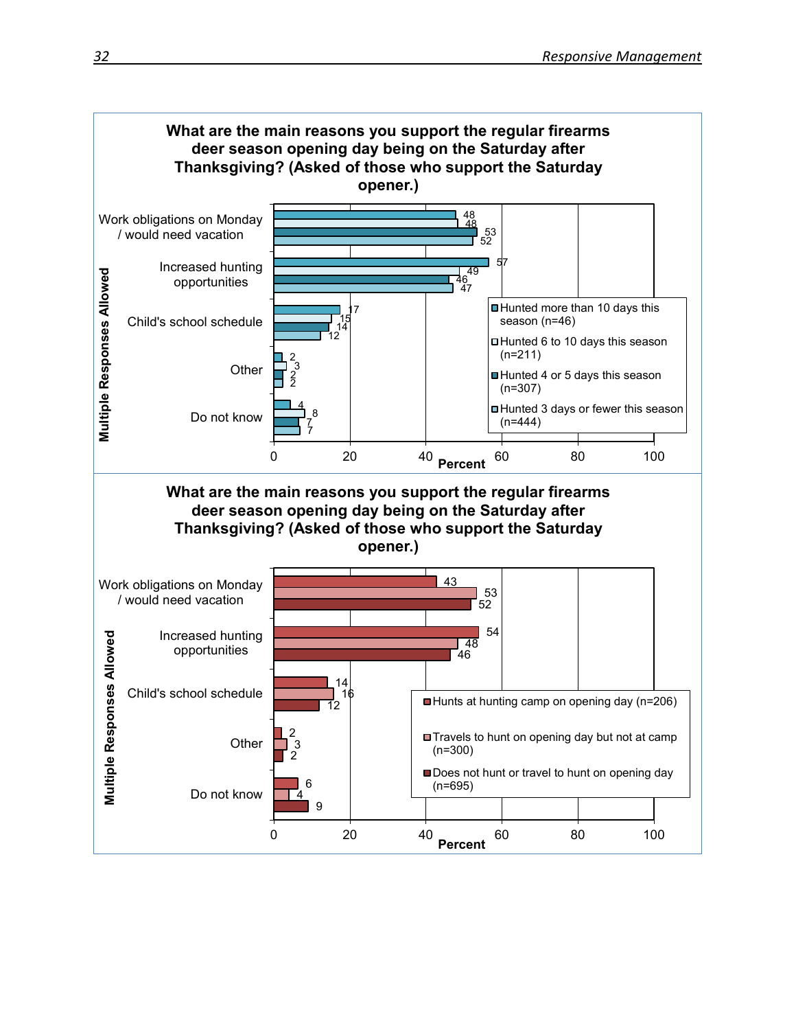**What are the main reasons you support the regular firearms deer season opening day being on the Saturday after Thanksgiving? (Asked of those who support the Saturday opener.)**

Multiple Responses Allowed

| Reason | Hunted more than 10 days this season (n=46) | Hunted 6 to 10 days this season (n=211) | Hunted 4 or 5 days this season (n=307) | Hunted 3 days or fewer this season (n=444) |
|---|---|---|---|---|
| Work obligations on Monday / would need vacation | 48 | 48 | 53 | 52 |
| Increased hunting opportunities | 57 | 49 | 46 | 47 |
| Child's school schedule | 17 | 15 | 14 | 12 |
| Other | 2 | 3 | 2 | 2 |
| Do not know | 4 | 8 | 7 | 7 |

Percent

**What are the main reasons you support the regular firearms deer season opening day being on the Saturday after Thanksgiving? (Asked of those who support the Saturday opener.)**

Multiple Responses Allowed

| Reason | Hunts at hunting camp on opening day (n=206) | Travels to hunt on opening day but not at camp (n=300) | Does not hunt or travel to hunt on opening day (n=695) |
|---|---|---|---|
| Work obligations on Monday / would need vacation | 43 | 53 | 52 |
| Increased hunting opportunities | 54 | 48 | 46 |
| Child's school schedule | 14 | 16 | 12 |
| Other | 2 | 3 | 2 |
| Do not know | 6 | 4 | 9 |

Percent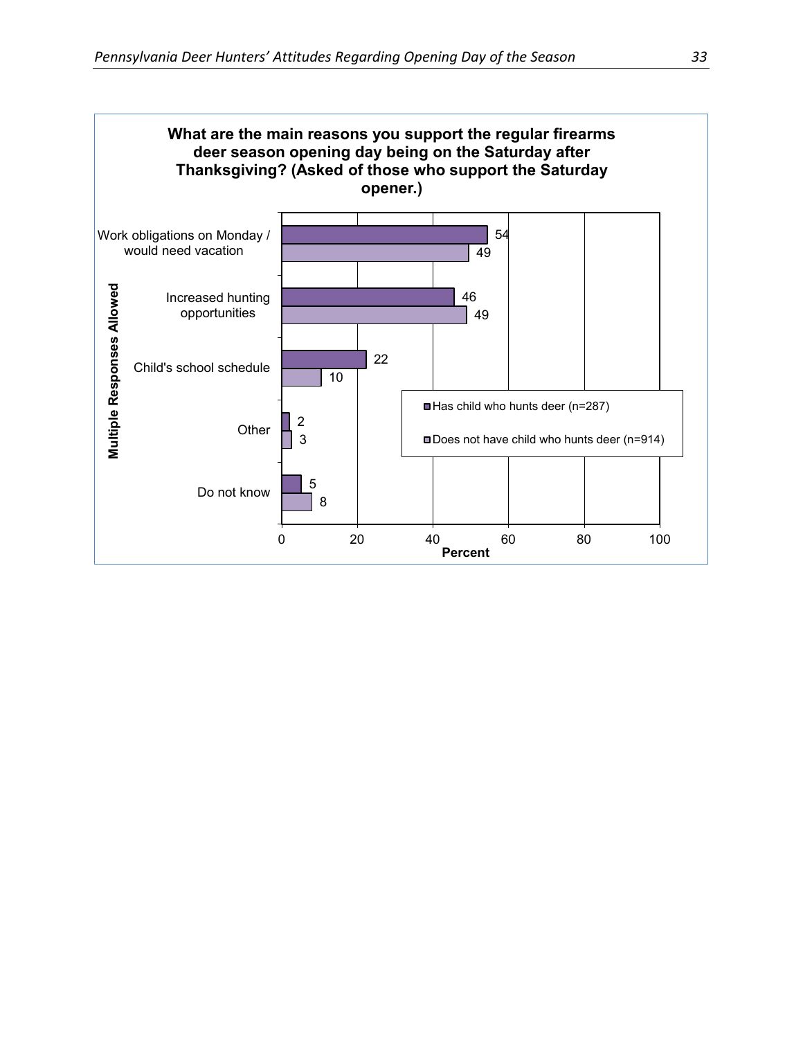**What are the main reasons you support the regular firearms deer season opening day being on the Saturday after Thanksgiving? (Asked of those who support the Saturday opener.)**

Multiple Responses Allowed

| Reason | Has child who hunts deer (n=287) | Does not have child who hunts deer (n=914) |
|---|---|---|
| Work obligations on Monday / would need vacation | 54 | 49 |
| Increased hunting opportunities | 46 | 49 |
| Child's school schedule | 22 | 10 |
| Other | 2 | 3 |
| Do not know | 5 | 8 |

Percent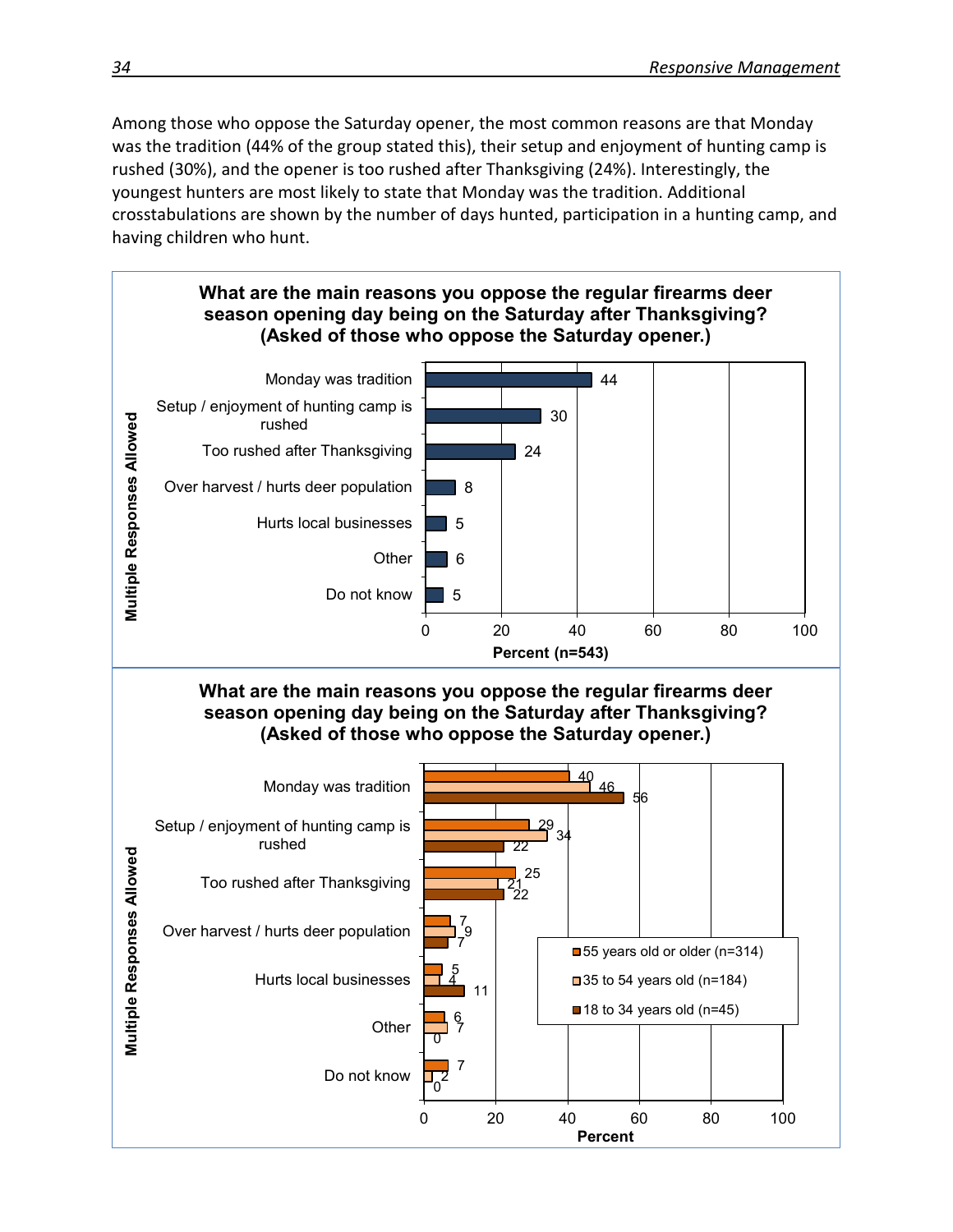Among those who oppose the Saturday opener, the most common reasons are that Monday was the tradition (44% of the group stated this), their setup and enjoyment of hunting camp is rushed (30%), and the opener is too rushed after Thanksgiving (24%). Interestingly, the youngest hunters are most likely to state that Monday was the tradition. Additional crosstabulations are shown by the number of days hunted, participation in a hunting camp, and having children who hunt.

**What are the main reasons you oppose the regular firearms deer season opening day being on the Saturday after Thanksgiving? (Asked of those who oppose the Saturday opener.)**

*Multiple Responses Allowed*

| Reason | Percent (n=543) |
| --- | --- |
| Monday was tradition | 44 |
| Setup / enjoyment of hunting camp is rushed | 30 |
| Too rushed after Thanksgiving | 24 |
| Over harvest / hurts deer population | 8 |
| Hurts local businesses | 5 |
| Other | 6 |
| Do not know | 5 |

**What are the main reasons you oppose the regular firearms deer season opening day being on the Saturday after Thanksgiving? (Asked of those who oppose the Saturday opener.)**

*Multiple Responses Allowed*

| Reason | 55 years old or older (n=314) | 35 to 54 years old (n=184) | 18 to 34 years old (n=45) |
| --- | --- | --- | --- |
| Monday was tradition | 40 | 46 | 56 |
| Setup / enjoyment of hunting camp is rushed | 29 | 34 | 22 |
| Too rushed after Thanksgiving | 25 | 21 | 22 |
| Over harvest / hurts deer population | 7 | 9 | 7 |
| Hurts local businesses | 5 | 4 | 11 |
| Other | 6 | 7 | 0 |
| Do not know | 7 | 2 | 0 |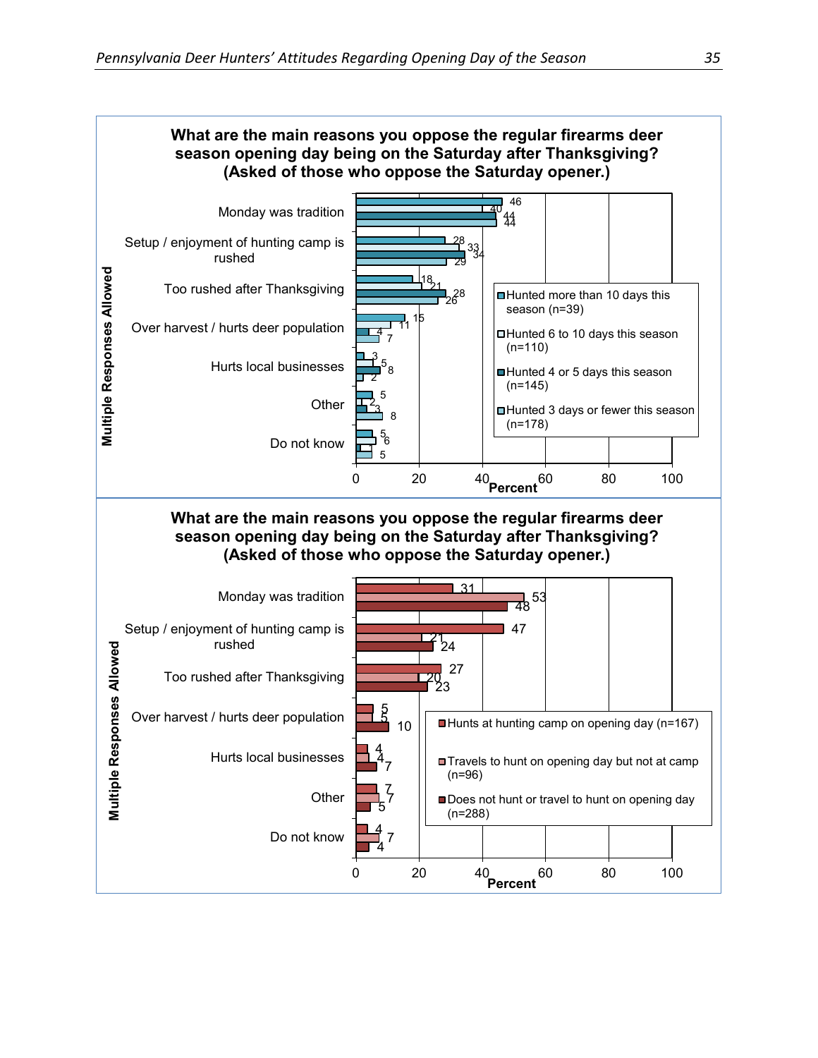**What are the main reasons you oppose the regular firearms deer season opening day being on the Saturday after Thanksgiving? (Asked of those who oppose the Saturday opener.)**

Multiple Responses Allowed

| Reason | Hunted more than 10 days this season (n=39) | Hunted 6 to 10 days this season (n=110) | Hunted 4 or 5 days this season (n=145) | Hunted 3 days or fewer this season (n=178) |
|---|---|---|---|---|
| Monday was tradition | 46 | 40 | 44 | 44 |
| Setup / enjoyment of hunting camp is rushed | 28 | 33 | 34 | 29 |
| Too rushed after Thanksgiving | 18 | 21 | 28 | 26 |
| Over harvest / hurts deer population | 15 | 11 | 4 | 7 |
| Hurts local businesses | 3 | 5 | 8 | 2 |
| Other | 5 | 2 | 3 | 8 |
| Do not know | 5 | 6 | 1 | 5 |

Percent

**What are the main reasons you oppose the regular firearms deer season opening day being on the Saturday after Thanksgiving? (Asked of those who oppose the Saturday opener.)**

Multiple Responses Allowed

| Reason | Hunts at hunting camp on opening day (n=167) | Travels to hunt on opening day but not at camp (n=96) | Does not hunt or travel to hunt on opening day (n=288) |
|---|---|---|---|
| Monday was tradition | 31 | 53 | 48 |
| Setup / enjoyment of hunting camp is rushed | 47 | 21 | 24 |
| Too rushed after Thanksgiving | 27 | 20 | 23 |
| Over harvest / hurts deer population | 5 | 5 | 10 |
| Hurts local businesses | 4 | 4 | 7 |
| Other | 7 | 7 | 5 |
| Do not know | 4 | 7 | 4 |

Percent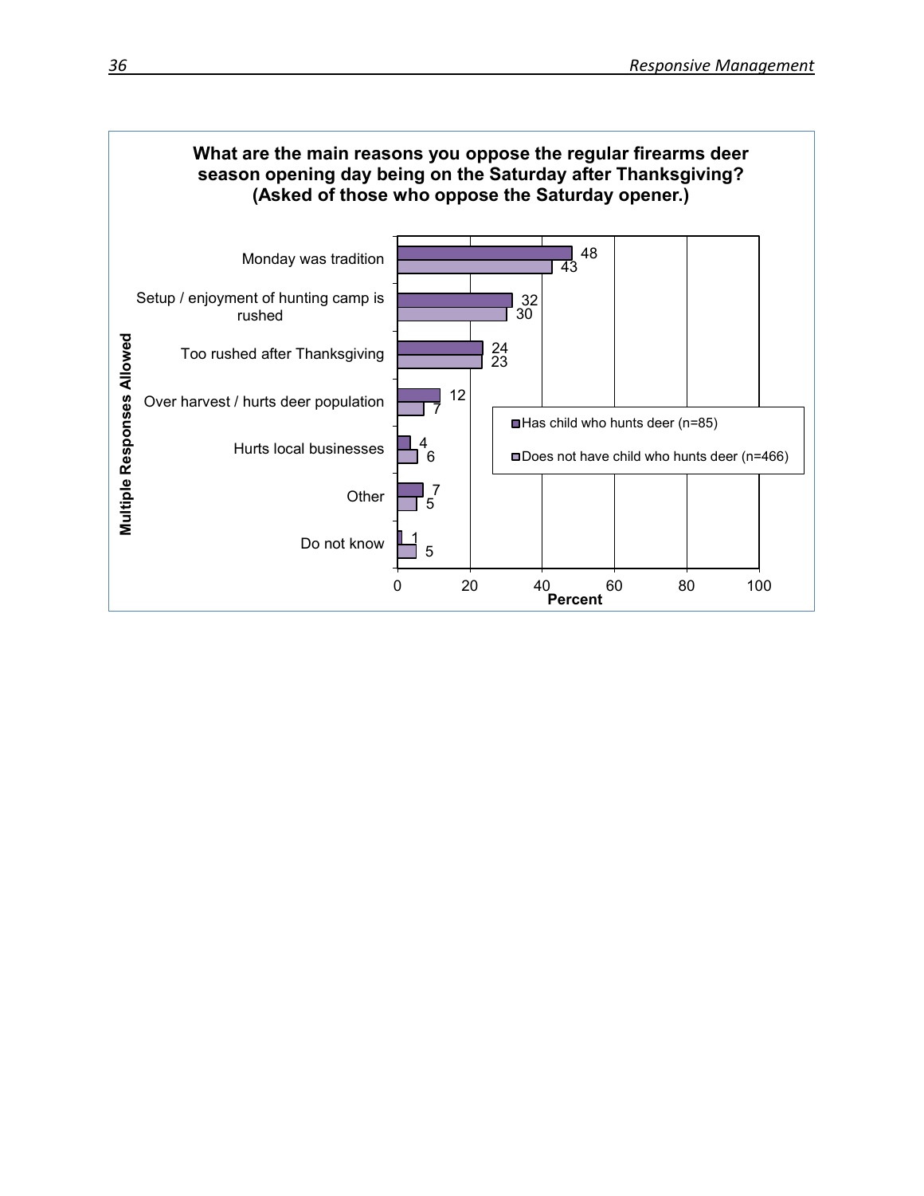**What are the main reasons you oppose the regular firearms deer season opening day being on the Saturday after Thanksgiving? (Asked of those who oppose the Saturday opener.)**

Multiple Responses Allowed

| Reason | Has child who hunts deer (n=85) | Does not have child who hunts deer (n=466) |
|---|---|---|
| Monday was tradition | 48 | 43 |
| Setup / enjoyment of hunting camp is rushed | 32 | 30 |
| Too rushed after Thanksgiving | 24 | 23 |
| Over harvest / hurts deer population | 12 | 7 |
| Hurts local businesses | 4 | 6 |
| Other | 7 | 5 |
| Do not know | 1 | 5 |

Percent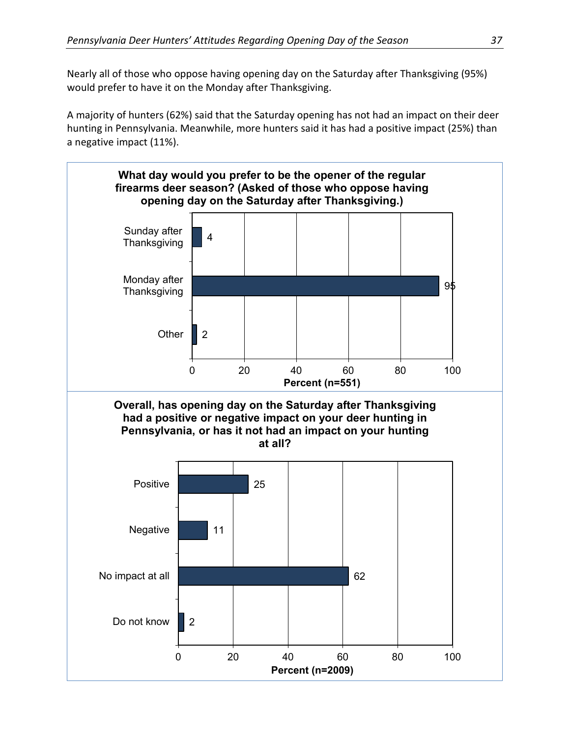Nearly all of those who oppose having opening day on the Saturday after Thanksgiving (95%) would prefer to have it on the Monday after Thanksgiving.

A majority of hunters (62%) said that the Saturday opening has not had an impact on their deer hunting in Pennsylvania. Meanwhile, more hunters said it has had a positive impact (25%) than a negative impact (11%).

**What day would you prefer to be the opener of the regular firearms deer season? (Asked of those who oppose having opening day on the Saturday after Thanksgiving.)**

| Response | Percent (n=551) |
|---|---|
| Sunday after Thanksgiving | 4 |
| Monday after Thanksgiving | 95 |
| Other | 2 |

**Overall, has opening day on the Saturday after Thanksgiving had a positive or negative impact on your deer hunting in Pennsylvania, or has it not had an impact on your hunting at all?**

| Response | Percent (n=2009) |
|---|---|
| Positive | 25 |
| Negative | 11 |
| No impact at all | 62 |
| Do not know | 2 |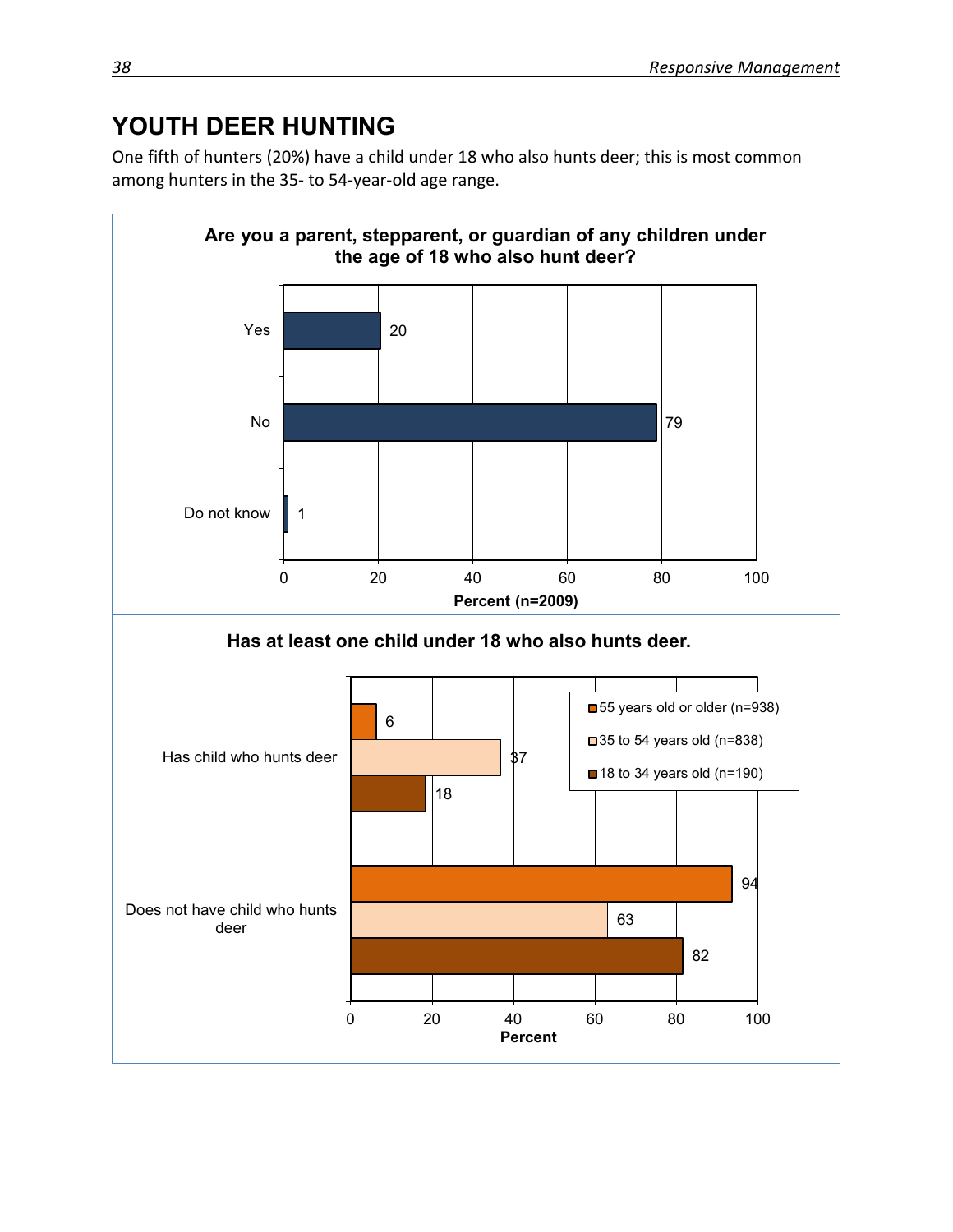## YOUTH DEER HUNTING

One fifth of hunters (20%) have a child under 18 who also hunts deer; this is most common among hunters in the 35- to 54-year-old age range.

**Are you a parent, stepparent, or guardian of any children under the age of 18 who also hunt deer?**

| Response | Percent (n=2009) |
|---|---|
| Yes | 20 |
| No | 79 |
| Do not know | 1 |

**Has at least one child under 18 who also hunts deer.**

| | 55 years old or older (n=938) | 35 to 54 years old (n=838) | 18 to 34 years old (n=190) |
|---|---|---|---|
| Has child who hunts deer | 6 | 37 | 18 |
| Does not have child who hunts deer | 94 | 63 | 82 |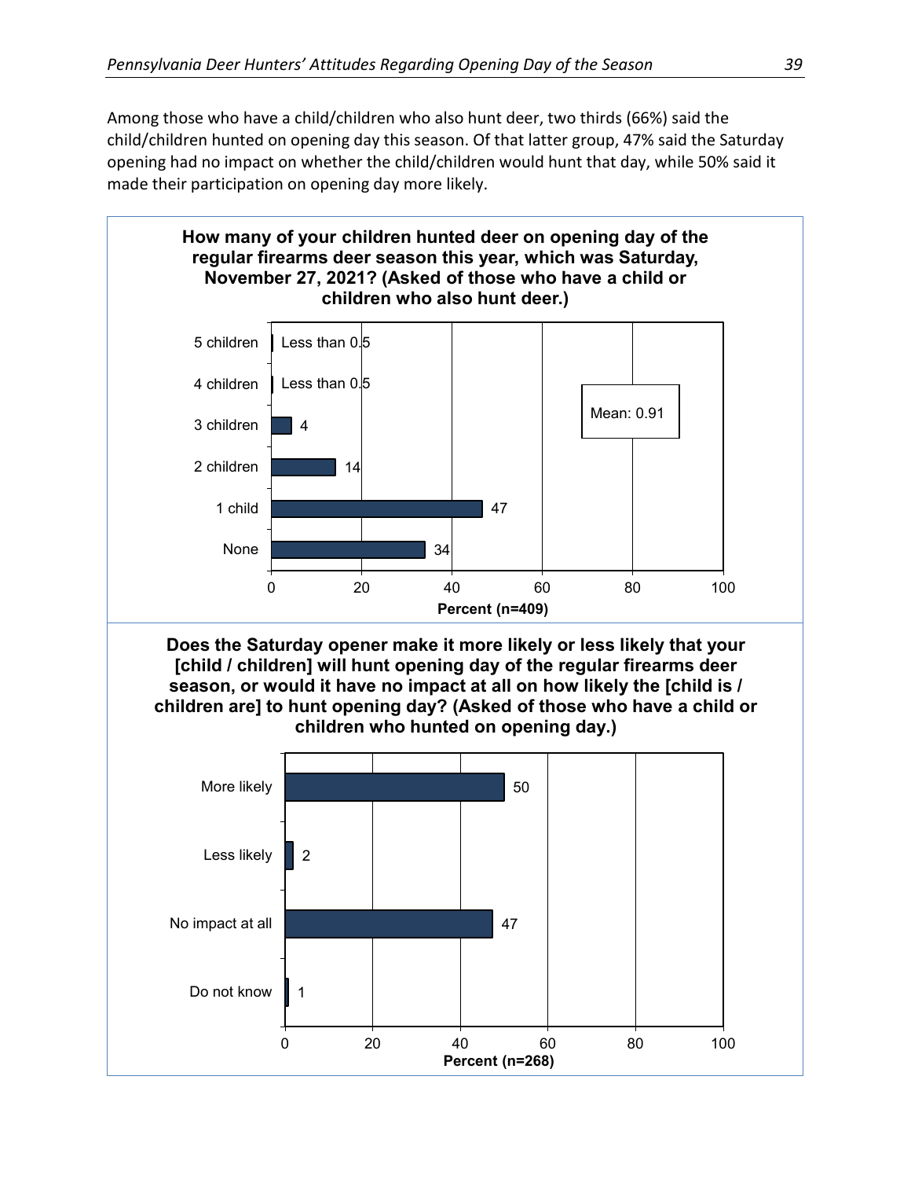Among those who have a child/children who also hunt deer, two thirds (66%) said the child/children hunted on opening day this season. Of that latter group, 47% said the Saturday opening had no impact on whether the child/children would hunt that day, while 50% said it made their participation on opening day more likely.

**How many of your children hunted deer on opening day of the regular firearms deer season this year, which was Saturday, November 27, 2021? (Asked of those who have a child or children who also hunt deer.)**

| Response | Percent (n=409) |
|---|---|
| 5 children | Less than 0.5 |
| 4 children | Less than 0.5 |
| 3 children | 4 |
| 2 children | 14 |
| 1 child | 47 |
| None | 34 |

Mean: 0.91

**Does the Saturday opener make it more likely or less likely that your [child / children] will hunt opening day of the regular firearms deer season, or would it have no impact at all on how likely the [child is / children are] to hunt opening day? (Asked of those who have a child or children who hunted on opening day.)**

| Response | Percent (n=268) |
|---|---|
| More likely | 50 |
| Less likely | 2 |
| No impact at all | 47 |
| Do not know | 1 |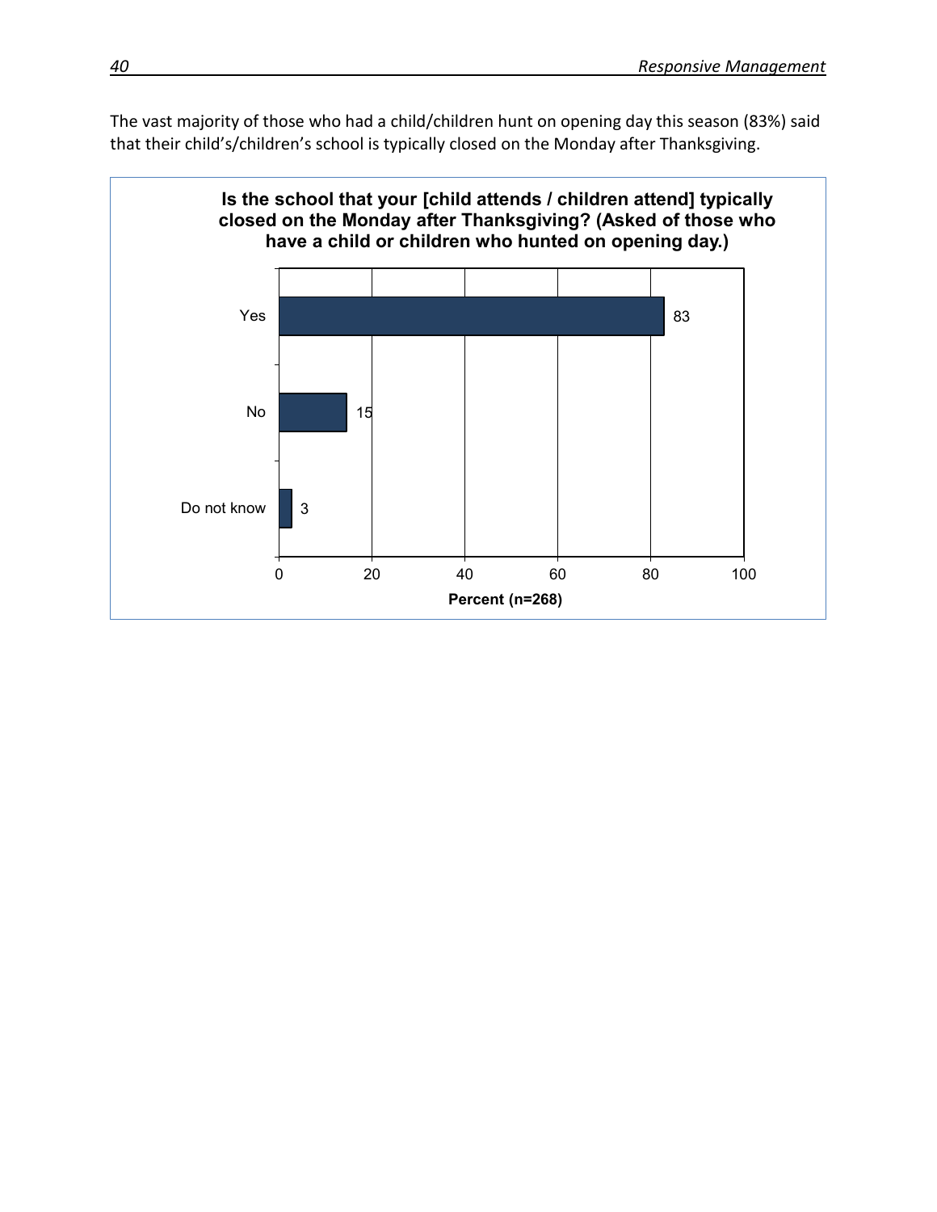The vast majority of those who had a child/children hunt on opening day this season (83%) said that their child's/children's school is typically closed on the Monday after Thanksgiving.

**Is the school that your [child attends / children attend] typically closed on the Monday after Thanksgiving? (Asked of those who have a child or children who hunted on opening day.)**

| Response | Percent (n=268) |
|---|---|
| Yes | 83 |
| No | 15 |
| Do not know | 3 |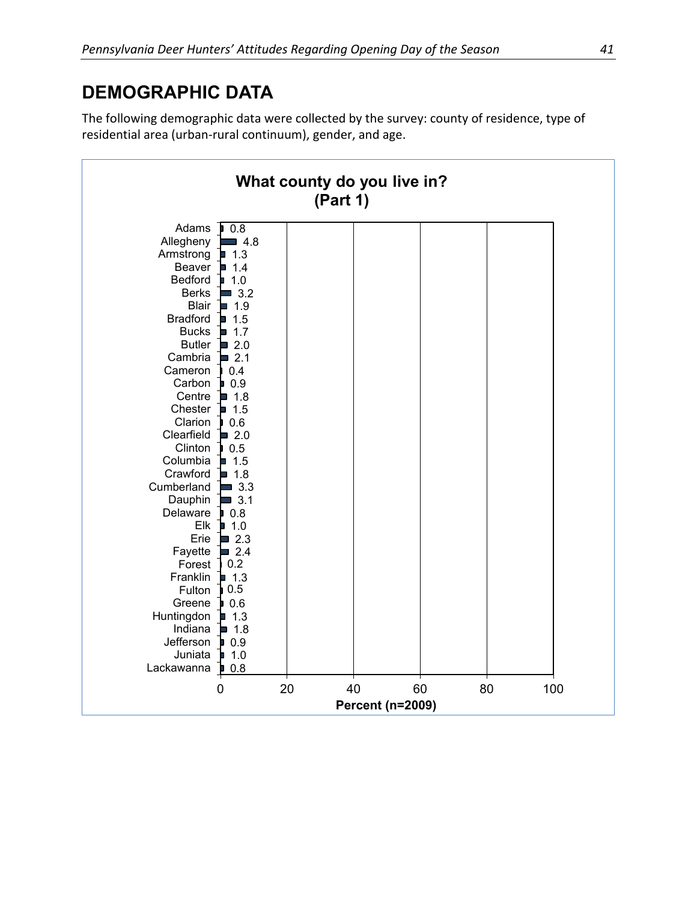## DEMOGRAPHIC DATA

The following demographic data were collected by the survey: county of residence, type of residential area (urban-rural continuum), gender, and age.

**What county do you live in? (Part 1)**

| County | Percent (n=2009) |
|---|---|
| Adams | 0.8 |
| Allegheny | 4.8 |
| Armstrong | 1.3 |
| Beaver | 1.4 |
| Bedford | 1.0 |
| Berks | 3.2 |
| Blair | 1.9 |
| Bradford | 1.5 |
| Bucks | 1.7 |
| Butler | 2.0 |
| Cambria | 2.1 |
| Cameron | 0.4 |
| Carbon | 0.9 |
| Centre | 1.8 |
| Chester | 1.5 |
| Clarion | 0.6 |
| Clearfield | 2.0 |
| Clinton | 0.5 |
| Columbia | 1.5 |
| Crawford | 1.8 |
| Cumberland | 3.3 |
| Dauphin | 3.1 |
| Delaware | 0.8 |
| Elk | 1.0 |
| Erie | 2.3 |
| Fayette | 2.4 |
| Forest | 0.2 |
| Franklin | 1.3 |
| Fulton | 0.5 |
| Greene | 0.6 |
| Huntingdon | 1.3 |
| Indiana | 1.8 |
| Jefferson | 0.9 |
| Juniata | 1.0 |
| Lackawanna | 0.8 |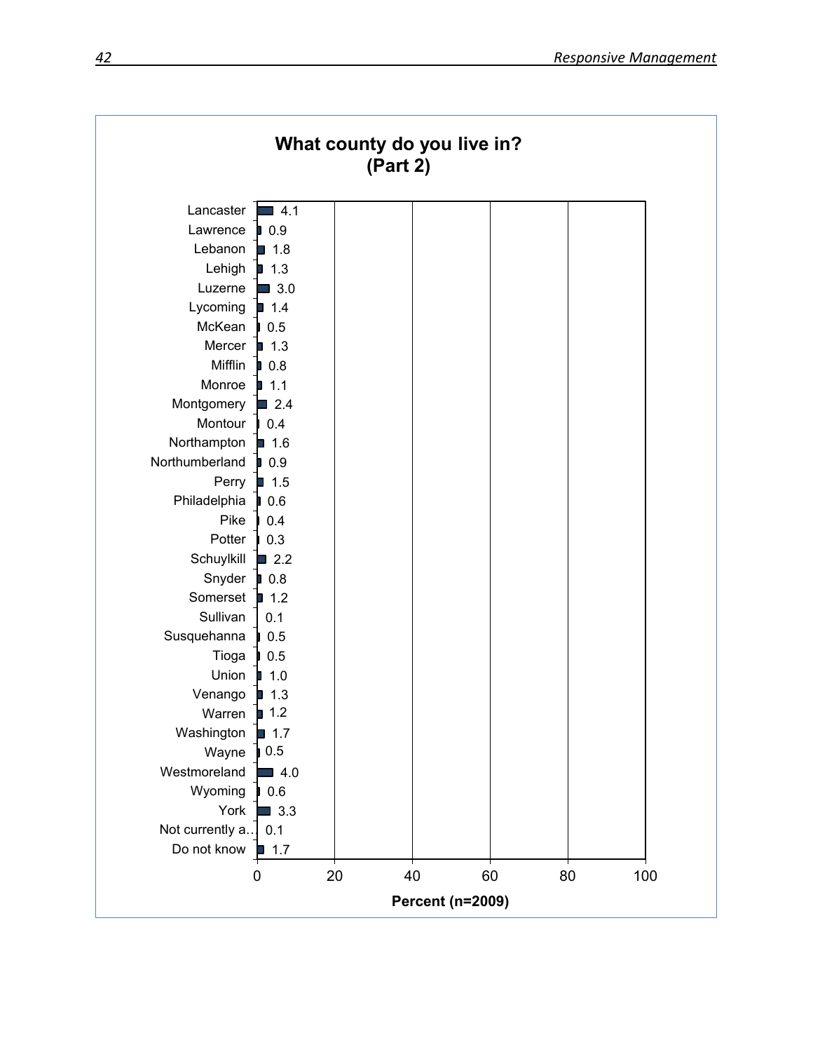## What county do you live in? (Part 2)

| County | Percent (n=2009) |
|---|---|
| Lancaster | 4.1 |
| Lawrence | 0.9 |
| Lebanon | 1.8 |
| Lehigh | 1.3 |
| Luzerne | 3.0 |
| Lycoming | 1.4 |
| McKean | 0.5 |
| Mercer | 1.3 |
| Mifflin | 0.8 |
| Monroe | 1.1 |
| Montgomery | 2.4 |
| Montour | 0.4 |
| Northampton | 1.6 |
| Northumberland | 0.9 |
| Perry | 1.5 |
| Philadelphia | 0.6 |
| Pike | 0.4 |
| Potter | 0.3 |
| Schuylkill | 2.2 |
| Snyder | 0.8 |
| Somerset | 1.2 |
| Sullivan | 0.1 |
| Susquehanna | 0.5 |
| Tioga | 0.5 |
| Union | 1.0 |
| Venango | 1.3 |
| Warren | 1.2 |
| Washington | 1.7 |
| Wayne | 0.5 |
| Westmoreland | 4.0 |
| Wyoming | 0.6 |
| York | 3.3 |
| Not currently a... | 0.1 |
| Do not know | 1.7 |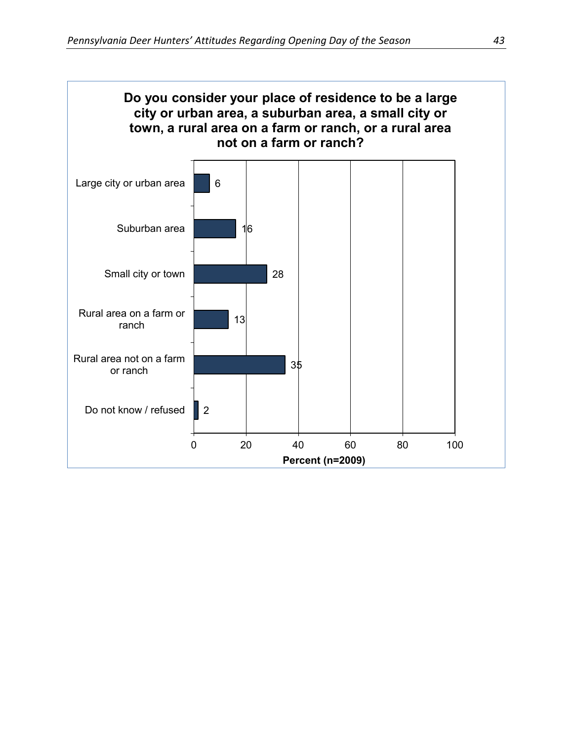**Do you consider your place of residence to be a large city or urban area, a suburban area, a small city or town, a rural area on a farm or ranch, or a rural area not on a farm or ranch?**

| Response | Percent (n=2009) |
|---|---|
| Large city or urban area | 6 |
| Suburban area | 16 |
| Small city or town | 28 |
| Rural area on a farm or ranch | 13 |
| Rural area not on a farm or ranch | 35 |
| Do not know / refused | 2 |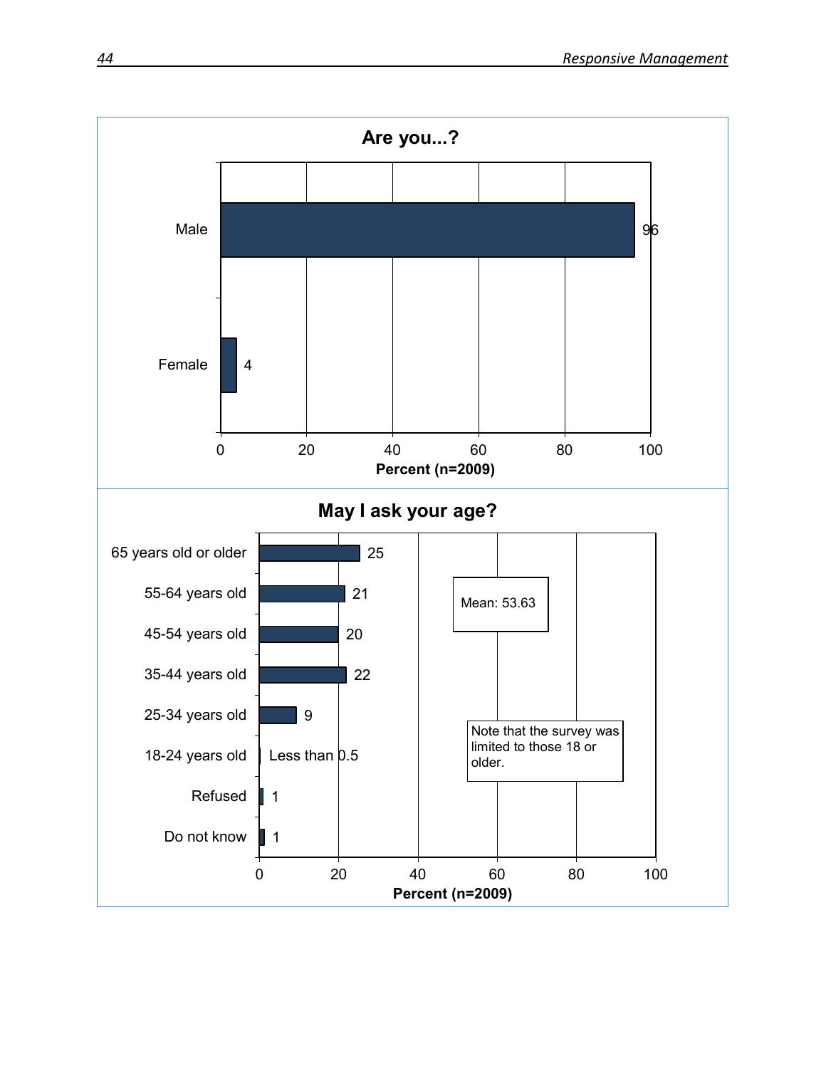## Are you...?

| Response | Percent (n=2009) |
|---|---|
| Male | 96 |
| Female | 4 |

## May I ask your age?

| Response | Percent (n=2009) |
|---|---|
| 65 years old or older | 25 |
| 55-64 years old | 21 |
| 45-54 years old | 20 |
| 35-44 years old | 22 |
| 25-34 years old | 9 |
| 18-24 years old | Less than 0.5 |
| Refused | 1 |
| Do not know | 1 |

Mean: 53.63

Note that the survey was limited to those 18 or older.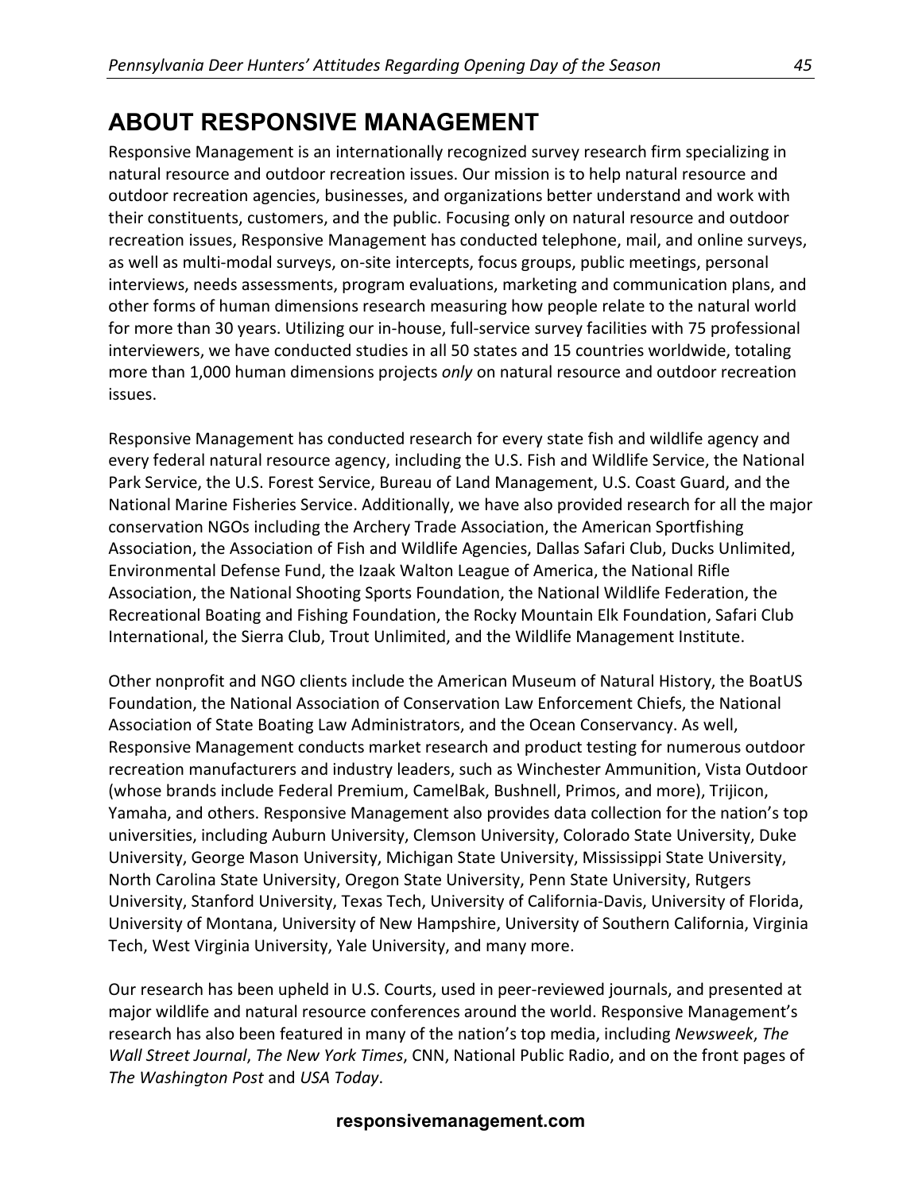# ABOUT RESPONSIVE MANAGEMENT

Responsive Management is an internationally recognized survey research firm specializing in natural resource and outdoor recreation issues. Our mission is to help natural resource and outdoor recreation agencies, businesses, and organizations better understand and work with their constituents, customers, and the public. Focusing only on natural resource and outdoor recreation issues, Responsive Management has conducted telephone, mail, and online surveys, as well as multi-modal surveys, on-site intercepts, focus groups, public meetings, personal interviews, needs assessments, program evaluations, marketing and communication plans, and other forms of human dimensions research measuring how people relate to the natural world for more than 30 years. Utilizing our in-house, full-service survey facilities with 75 professional interviewers, we have conducted studies in all 50 states and 15 countries worldwide, totaling more than 1,000 human dimensions projects *only* on natural resource and outdoor recreation issues.

Responsive Management has conducted research for every state fish and wildlife agency and every federal natural resource agency, including the U.S. Fish and Wildlife Service, the National Park Service, the U.S. Forest Service, Bureau of Land Management, U.S. Coast Guard, and the National Marine Fisheries Service. Additionally, we have also provided research for all the major conservation NGOs including the Archery Trade Association, the American Sportfishing Association, the Association of Fish and Wildlife Agencies, Dallas Safari Club, Ducks Unlimited, Environmental Defense Fund, the Izaak Walton League of America, the National Rifle Association, the National Shooting Sports Foundation, the National Wildlife Federation, the Recreational Boating and Fishing Foundation, the Rocky Mountain Elk Foundation, Safari Club International, the Sierra Club, Trout Unlimited, and the Wildlife Management Institute.

Other nonprofit and NGO clients include the American Museum of Natural History, the BoatUS Foundation, the National Association of Conservation Law Enforcement Chiefs, the National Association of State Boating Law Administrators, and the Ocean Conservancy. As well, Responsive Management conducts market research and product testing for numerous outdoor recreation manufacturers and industry leaders, such as Winchester Ammunition, Vista Outdoor (whose brands include Federal Premium, CamelBak, Bushnell, Primos, and more), Trijicon, Yamaha, and others. Responsive Management also provides data collection for the nation's top universities, including Auburn University, Clemson University, Colorado State University, Duke University, George Mason University, Michigan State University, Mississippi State University, North Carolina State University, Oregon State University, Penn State University, Rutgers University, Stanford University, Texas Tech, University of California-Davis, University of Florida, University of Montana, University of New Hampshire, University of Southern California, Virginia Tech, West Virginia University, Yale University, and many more.

Our research has been upheld in U.S. Courts, used in peer-reviewed journals, and presented at major wildlife and natural resource conferences around the world. Responsive Management's research has also been featured in many of the nation's top media, including *Newsweek*, *The Wall Street Journal*, *The New York Times*, CNN, National Public Radio, and on the front pages of *The Washington Post* and *USA Today*.

**responsivemanagement.com**